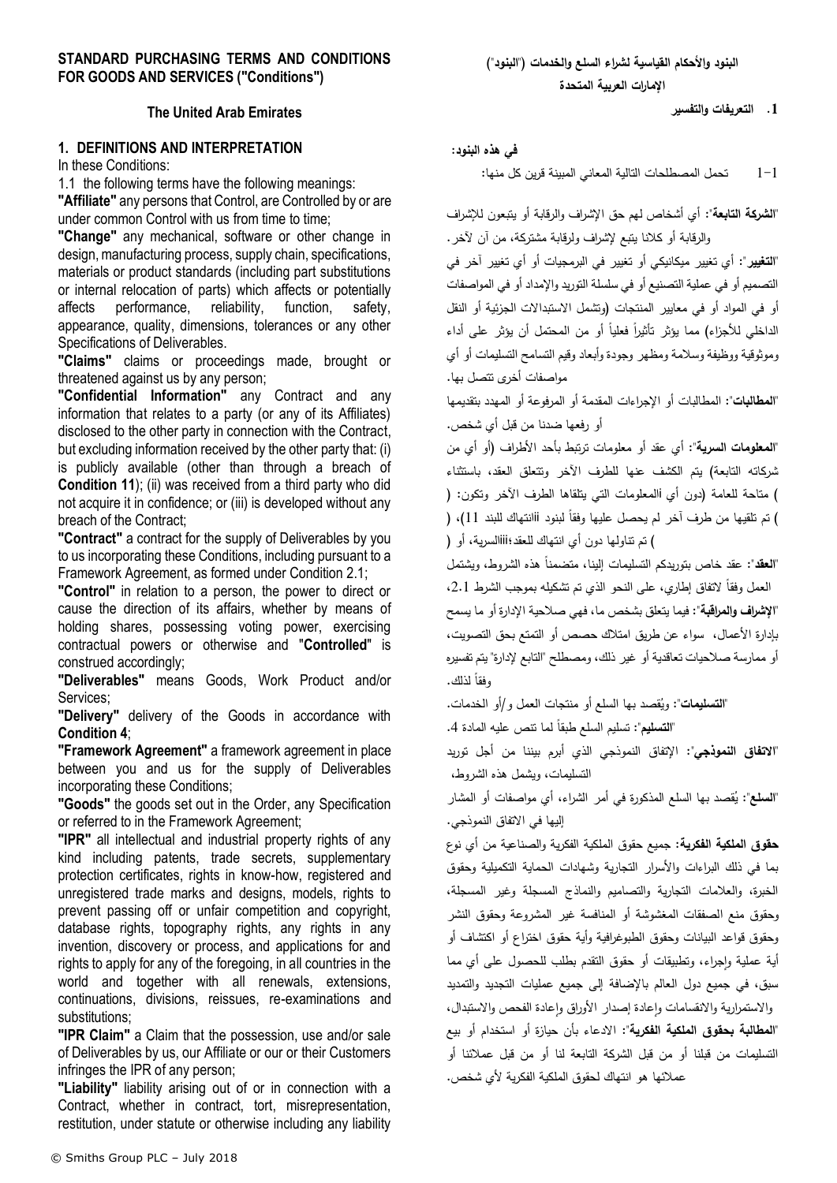# STANDARD PURCHASING TERMS AND CONDITIONS FOR GOODS AND SERVICES ("Conditions")

## The United Arab Emirates

### 1. DEFINITIONS AND INTERPRETATION

In these Conditions:

1.1 the following terms have the following meanings:

**"Affiliate"** any persons that Control, are Controlled by or are under common Control with us from time to time;

**"Change"** any mechanical, software or other change in design, manufacturing process, supply chain, specifications, materials or product standards (including part substitutions or internal relocation of parts) which affects or potentially affects performance, reliability, function, safety, appearance, quality, dimensions, tolerances or any other Specifications of Deliverables.

**"Claims"** claims or proceedings made, brought or threatened against us by any person;

**"Confidential Information"** any Contract and any information that relates to a party (or any of its Affiliates) disclosed to the other party in connection with the Contract, but excluding information received by the other party that: (i) is publicly available (other than through a breach of **Condition 11**); (ii) was received from a third party who did not acquire it in confidence; or (iii) is developed without any breach of the Contract;

**"Contract"** a contract for the supply of Deliverables by you to us incorporating these Conditions, including pursuant to a Framework Agreement, as formed under Condition 2.1;

**"Control"** in relation to a person, the power to direct or cause the direction of its affairs, whether by means of holding shares, possessing voting power, exercising contractual powers or otherwise and "**Controlled**" is construed accordingly;

**"Deliverables"** means Goods, Work Product and/or Services;

**"Delivery"** delivery of the Goods in accordance with **Condition 4**;

**"Framework Agreement"** a framework agreement in place between you and us for the supply of Deliverables incorporating these Conditions;

**"Goods"** the goods set out in the Order, any Specification or referred to in the Framework Agreement;

**"IPR"** all intellectual and industrial property rights of any kind including patents, trade secrets, supplementary protection certificates, rights in know-how, registered and unregistered trade marks and designs, models, rights to prevent passing off or unfair competition and copyright, database rights, topography rights, any rights in any invention, discovery or process, and applications for and rights to apply for any of the foregoing, in all countries in the world and together with all renewals, extensions, continuations, divisions, reissues, re-examinations and substitutions;

**"IPR Claim"** a Claim that the possession, use and/or sale of Deliverables by us, our Affiliate or our or their Customers infringes the IPR of any person;

**"Liability"** liability arising out of or in connection with a Contract, whether in contract, tort, misrepresentation, restitution, under statute or otherwise including any liability

# البنود والأحكام القياسية لشراء السلع والخدمات ("البنود")

## الإمارات العربية المتحدة

### 1. التعريفات والتفسير

**في هذه البنود:**

1-1 تحمل المصطلحات التالية المعاني المبينة قرين كل منها:

"**الشركة التابعة**": أي أشخاص لهم حق الإشراف والرقابة أو يتبعون للإشراف والرقابة أو كلانا يتبع لإشراف ولرقابة مشتركة، من آن لآخر.

"**التغيير**": أي تغيير ميكانيكي أو تغيير في البرمجيات أو تغيير آخر في التصميم أو في عملية التصنيع أو في سلسلة التوريد والإمداد أو في المواصفات أو في المواد أو في معايير المنتجات (وتشمل الاستبدالات الجزئية أو النقل الداخلي للأجزاء) مما يؤثر تأثيراً فعلياً أو من المحتمل أن يؤثر على أداء وموثوقية ووظيفة وسلامة ومظهر وجودة وأبعاد وقيم التسامح التسليمات أو أي مواصفات أخرى تتصل بها.

"**المطالبات**": المطالبات أو الإجراءات المقدمة أو المرفوعة أو المهدد بتقديمها أو رفعها ضدنا من قبل أي شخص.

"**المعلومات السرية**": أي عقد أو معلومات ترتبط بأحد الأطراف (أو أي من شركاته التابعة) يتم الكشف عنها للطرف الآخر وتتعلق العقد، باستثناء ) متاحة للعامة (دون أي االمعلومات التي يتلقاها الطرف الآخر وتكون: ( ) تم تلقيها من طرف آخر لم يحصل عليها وفقاً لبنود iiانتهاك للبند 11)، ( ) تم تناولها دون أي انتهاك للعقد؛iiiالسرية، أو (

"**العقد**": عقد خاص بتوريدكم التسليمات إلينا، متضمناً هذه الشروط، ويشتمل العمل وفقاً لاتفاق إطاري، على النحو الذي تم تشكيله بموجب الشرط 2.1،

"**الإشراف والمراقبة**": فيما يتعلق بشخص ما، فهي صلاحية الإدارة أو ما يسمح بإدارة الأعمال، سواء عن طريق امتلاك حصص أو التمتع بحق التصويت، أو ممارسة صلاحيات تعاقدية أو غير ذلك، ومصطلح "التابع لإدارة" يتم تفسيره وفقاً لذلك.

"**التسليمات**": ويُقصد بها السلع أو منتجات العمل و/أو الخدمات.

"**التسليم**": تسليم السلع طبقاً لما تنص عليه المادة 4.

"**الاتفاق النموذجي**": الإتفاق النموذجي الذي أبرم بيننا من أجل توريد التسليمات، ويشمل هذه الشروط،

"**السلع**": يُقصد بها السلع المذكورة في أمر الشراء، أي مواصفات أو المشار إليها في الاتفاق النموذجي.

**حقوق الملكية الفكرية**: جميع حقوق الملكية الفكرية والصناعية من أي نوع بما في ذلك البراءات والأسرار التجارية وشهادات الحماية التكميلية وحقوق الخبرة، والعلامات التجارية والتصاميم والنماذج المسجلة وغير المسجلة، وحقوق منع الصفقات المغشوشة أو المنافسة غير المشروعة وحقوق النشر وحقوق قواعد البيانات وحقوق الطبوغرافية وأية حقوق اختراع أو اكتشاف أو أية عملية وإجراء، وتطبيقات أو حقوق التقدم بطلب للحصول على أي مما سبق، في جميع دول العالم بالإضافة إلى جميع عمليات التجديد والتمديد والاستمرارية والانقسامات وإعادة إصدار الأوراق وإعادة الفحص والاستبدال،

"**المطالبة بحقوق الملكية الفكرية**": الادعاء بأن حيازة أو استخدام أو بيع التسليمات من قبلنا أو من قبل الشركة التابعة لنا أو من قبل عملائنا أو عملائها هو انتهاك لحقوق الملكية الفكرية لأي شخص.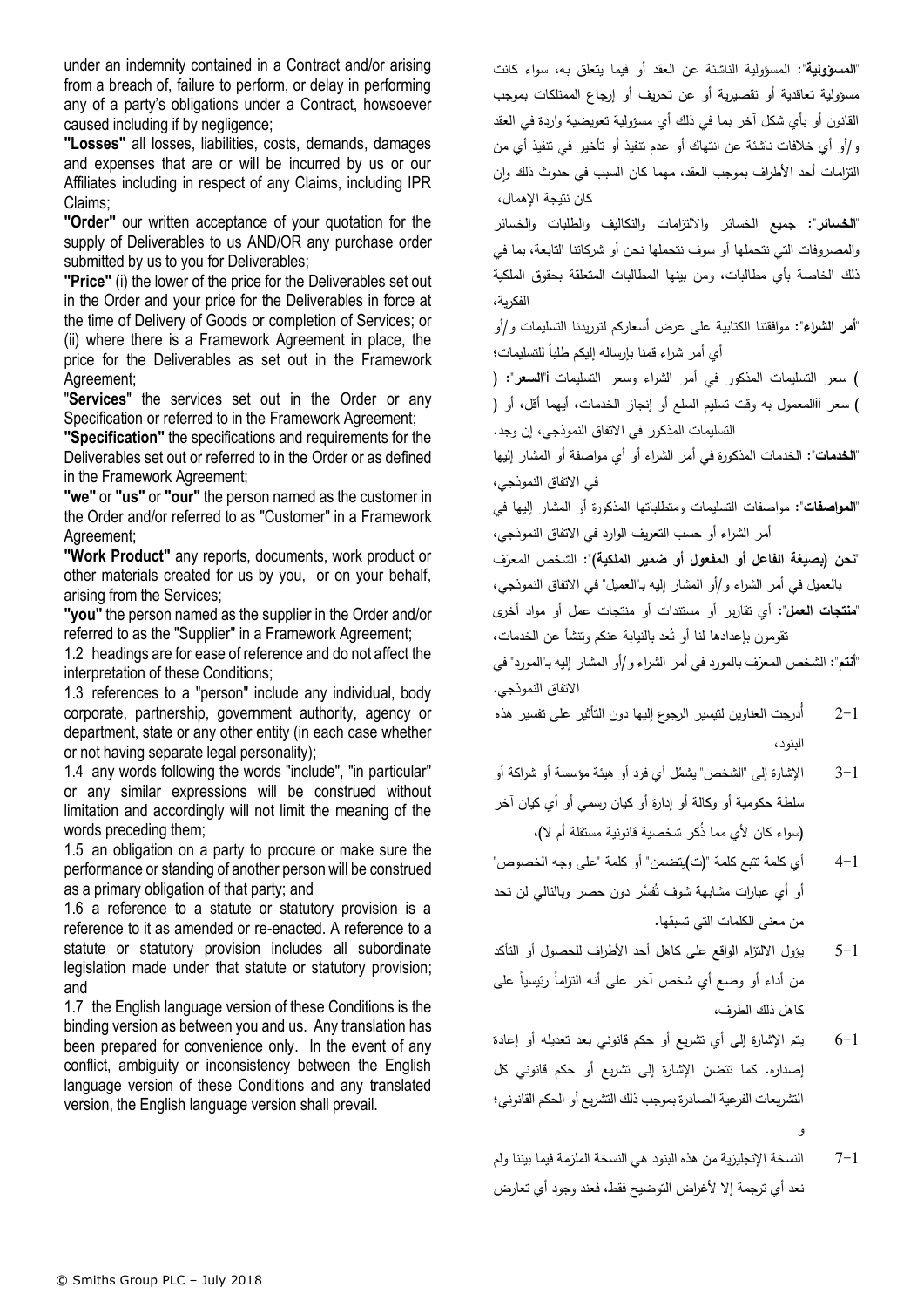under an indemnity contained in a Contract and/or arising from a breach of, failure to perform, or delay in performing any of a party's obligations under a Contract, howsoever caused including if by negligence;

**"Losses"** all losses, liabilities, costs, demands, damages and expenses that are or will be incurred by us or our Affiliates including in respect of any Claims, including IPR Claims;

**"Order"** our written acceptance of your quotation for the supply of Deliverables to us AND/OR any purchase order submitted by us to you for Deliverables;

**"Price"** (i) the lower of the price for the Deliverables set out in the Order and your price for the Deliverables in force at the time of Delivery of Goods or completion of Services; or (ii) where there is a Framework Agreement in place, the price for the Deliverables as set out in the Framework Agreement;

**"Services"** the services set out in the Order or any Specification or referred to in the Framework Agreement;

**"Specification"** the specifications and requirements for the Deliverables set out or referred to in the Order or as defined in the Framework Agreement;

**"we"** or **"us"** or **"our"** the person named as the customer in the Order and/or referred to as "Customer" in a Framework Agreement;

**"Work Product"** any reports, documents, work product or other materials created for us by you, or on your behalf, arising from the Services;

**"you"** the person named as the supplier in the Order and/or referred to as the "Supplier" in a Framework Agreement;

1.2 headings are for ease of reference and do not affect the interpretation of these Conditions;

1.3 references to a "person" include any individual, body corporate, partnership, government authority, agency or department, state or any other entity (in each case whether or not having separate legal personality);

1.4 any words following the words "include", "in particular" or any similar expressions will be construed without limitation and accordingly will not limit the meaning of the words preceding them;

1.5 an obligation on a party to procure or make sure the performance or standing of another person will be construed as a primary obligation of that party; and

1.6 a reference to a statute or statutory provision is a reference to it as amended or re-enacted. A reference to a statute or statutory provision includes all subordinate legislation made under that statute or statutory provision; and

1.7 the English language version of these Conditions is the binding version as between you and us. Any translation has been prepared for convenience only. In the event of any conflict, ambiguity or inconsistency between the English language version of these Conditions and any translated version, the English language version shall prevail.

"**المسؤولية**": المسؤولية الناشئة عن العقد أو فيما يتعلق به، سواء كانت مسؤولية تعاقدية أو تقصيرية أو عن تحريف أو إرجاع الممتلكات بموجب القانون أو بأي شكل آخر بما في ذلك أي مسؤولية تعويضية واردة في العقد و/أو أي خلافات ناشئة عن انتهاك أو عدم تنفيذ أو تأخير في تنفيذ أي من التزامات أحد الأطراف بموجب العقد، مهما كان السبب في حدوث ذلك وإن كان نتيجة الإهمال،

"**الخسائر**": جميع الخسائر والالتزامات والتكاليف والطلبات والخسائر والمصروفات التي نتحملها أو سوف نتحملها نحن أو شركاتنا التابعة، بما في ذلك الخاصة بأي مطالبات، ومن بينها المطالبات المتعلقة بحقوق الملكية الفكرية،

"**أمر الشراء**": موافقتنا الكتابية على عرض أسعاركم لتوريدنا التسليمات و/أو أي أمر شراء قمنا بإرساله إليكم طلباً للتسليمات؛

"**السعر**": (i) سعر التسليمات المذكور في أمر الشراء وسعر التسليمات المعمول به وقت تسليم السلع أو إنجاز الخدمات، أيهما أقل، أو (ii) سعر التسليمات المذكور في الاتفاق النموذجي، إن وجد.

"**الخدمات**": الخدمات المذكورة في أمر الشراء أو أي مواصفة أو المشار إليها في الاتفاق النموذجي،

"**المواصفات**": مواصفات التسليمات ومتطلباتها المذكورة أو المشار إليها في أمر الشراء أو حسب التعريف الوارد في الاتفاق النموذجي،

"**نحن (بصيغة الفاعل أو المفعول أو ضمير الملكية)**": الشخص المعرّف بالعميل في أمر الشراء و/أو المشار إليه بـ"العميل" في الاتفاق النموذجي،

"**منتجات العمل**": أي تقارير أو مستندات أو منتجات عمل أو مواد أخرى تقومون بإعدادها لنا أو تُعد بالنيابة عنكم وتنشأ عن الخدمات،

"**أنتم**": الشخص المعرّف بالمورد في أمر الشراء و/أو المشار إليه بـ"المورد" في الاتفاق النموذجي.

1-2 أُدرجت العناوين لتيسير الرجوع إليها دون التأثير على تفسير هذه البنود،

1-3 الإشارة إلى "الشخص" يشمُل أي فرد أو هيئة مؤسسة أو شراكة أو سلطة حكومية أو وكالة أو إدارة أو كيان رسمي أو أي كيان آخر (سواء كان لأي مما ذُكر شخصية قانونية مستقلة أم لا)،

1-4 أي كلمة تتبع كلمة "(ت)يتضمن" أو كلمة "على وجه الخصوص" أو أي عبارات مشابهة شوف تُفسَّر دون حصر وبالتالي لن تحد من معنى الكلمات التي تسبقها.

1-5 يؤول الالتزام الواقع على كاهل أحد الأطراف للحصول أو التأكد من أداء أو وضع أي شخص آخر على أنه التزاماً رئيسياً على كاهل ذلك الطرف،

1-6 يتم الإشارة إلى أي تشريع أو حكم قانوني بعد تعديله أو إعادة إصداره. كما تتضمن الإشارة إلى تشريع أو حكم قانوني كل التشريعات الفرعية الصادرة بموجب ذلك التشريع أو الحكم القانوني؛ و

1-7 النسخة الإنجليزية من هذه البنود هي النسخة الملزمة فيما بيننا ولم نعد أي ترجمة إلا لأغراض التوضيح فقط، فعند وجود أي تعارض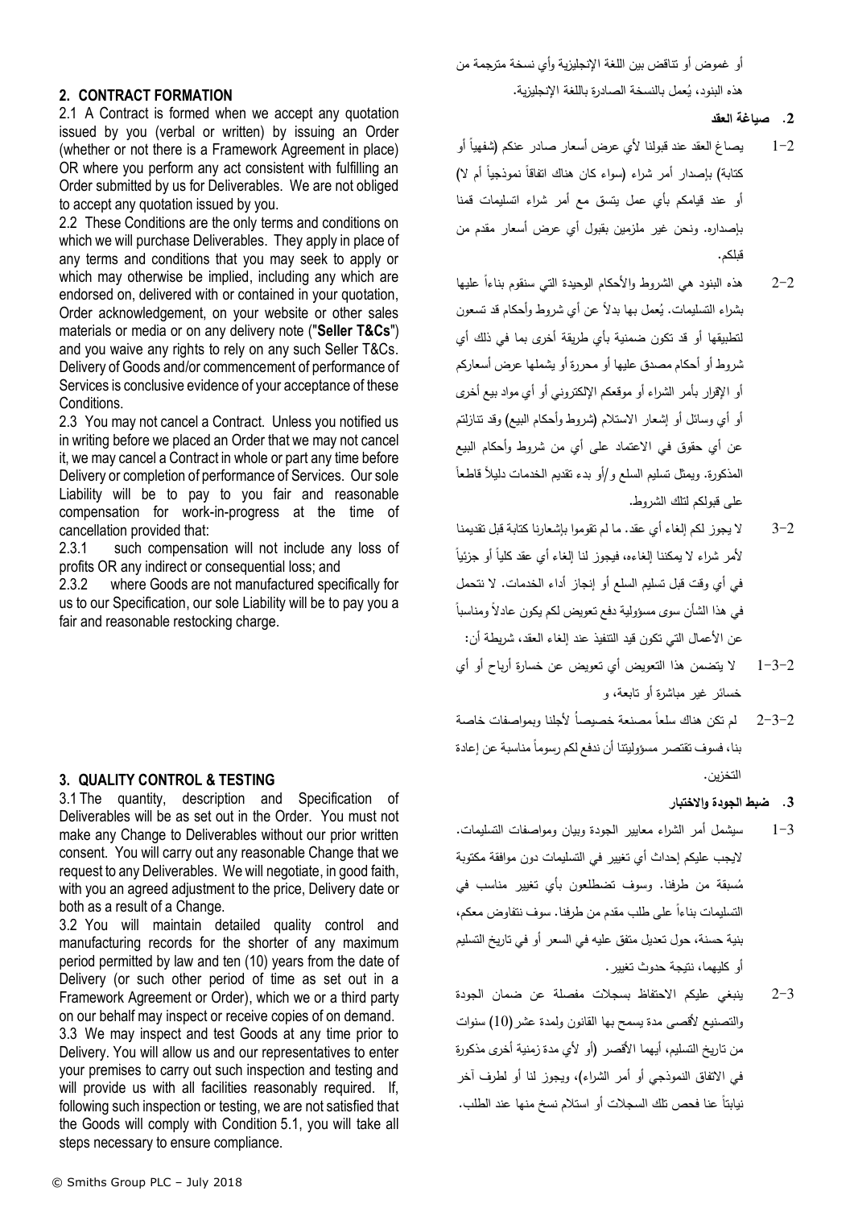أو غموض أو تناقض بين اللغة الإنجليزية وأي نسخة مترجمة من هذه البنود، يُعمل بالنسخة الصادرة باللغة الإنجليزية.

## 2. CONTRACT FORMATION

2.1 A Contract is formed when we accept any quotation issued by you (verbal or written) by issuing an Order (whether or not there is a Framework Agreement in place) OR where you perform any act consistent with fulfilling an Order submitted by us for Deliverables. We are not obliged to accept any quotation issued by you.

2.2 These Conditions are the only terms and conditions on which we will purchase Deliverables. They apply in place of any terms and conditions that you may seek to apply or which may otherwise be implied, including any which are endorsed on, delivered with or contained in your quotation, Order acknowledgement, on your website or other sales materials or media or on any delivery note ("**Seller T&Cs**") and you waive any rights to rely on any such Seller T&Cs. Delivery of Goods and/or commencement of performance of Services is conclusive evidence of your acceptance of these Conditions.

2.3 You may not cancel a Contract. Unless you notified us in writing before we placed an Order that we may not cancel it, we may cancel a Contract in whole or part any time before Delivery or completion of performance of Services. Our sole Liability will be to pay to you fair and reasonable compensation for work-in-progress at the time of cancellation provided that:

2.3.1 such compensation will not include any loss of profits OR any indirect or consequential loss; and

2.3.2 where Goods are not manufactured specifically for us to our Specification, our sole Liability will be to pay you a fair and reasonable restocking charge.

## 2. صياغة العقد

2-1 يصاغ العقد عند قبولنا لأي عرض أسعار صادر عنكم (شفهياً أو كتابة) بإصدار أمر شراء (سواء كان هناك اتفاقاً نموذجياً أم لا) أو عند قيامكم بأي عمل يتسق مع أمر شراء اتسليمات قمنا بإصداره. ونحن غير ملزمين بقبول أي عرض أسعار مقدم من قبلكم.

2-2 هذه البنود هي الشروط والأحكام الوحيدة التي سنقوم بناءاً عليها بشراء التسليمات. يُعمل بها بدلاً عن أي شروط وأحكام قد تسعون لتطبيقها أو قد تكون ضمنية بأي طريقة أخرى بما في ذلك أي شروط أو أحكام مصدق عليها أو محررة أو يشملها عرض أسعاركم أو الإقرار بأمر الشراء أو موقعكم الإلكتروني أو أي مواد بيع أخرى أو أي وسائل أو إشعار الاستلام (شروط وأحكام البيع) وقد تنازلتم عن أي حقوق في الاعتماد على أي من شروط وأحكام البيع المذكورة. ويمثل تسليم السلع و/أو بدء تقديم الخدمات دليلاً قاطعاً على قبولكم لتلك الشروط.

2-3 لا يجوز لكم إلغاء أي عقد. ما لم تقوموا بإشعارنا كتابة قبل تقديمنا لأمر شراء لا يمكننا إلغاءه، فيجوز لنا إلغاء أي عقد كلياً أو جزئياً في أي وقت قبل تسليم السلع أو إنجاز أداء الخدمات. لا نتحمل في هذا الشأن سوى مسؤولية دفع تعويض لكم يكون عادلاً ومناسباً عن الأعمال التي تكون قيد التنفيذ عند إلغاء العقد، شريطة أن:

2-3-1 لا يتضمن هذا التعويض أي تعويض عن خسارة أرباح أو أي خسائر غير مباشرة أو تابعة، و

2-3-2 لم تكن هناك سلعاً مصنعة خصيصاً لأجلنا وبمواصفات خاصة بنا، فسوف تقتصر مسؤوليتنا أن ندفع لكم رسوماً مناسبة عن إعادة التخزين.

## 3. QUALITY CONTROL & TESTING

3.1 The quantity, description and Specification of Deliverables will be as set out in the Order. You must not make any Change to Deliverables without our prior written consent. You will carry out any reasonable Change that we request to any Deliverables. We will negotiate, in good faith, with you an agreed adjustment to the price, Delivery date or both as a result of a Change.

3.2 You will maintain detailed quality control and manufacturing records for the shorter of any maximum period permitted by law and ten (10) years from the date of Delivery (or such other period of time as set out in a Framework Agreement or Order), which we or a third party on our behalf may inspect or receive copies of on demand.

3.3 We may inspect and test Goods at any time prior to Delivery. You will allow us and our representatives to enter your premises to carry out such inspection and testing and will provide us with all facilities reasonably required. If, following such inspection or testing, we are not satisfied that the Goods will comply with Condition 5.1, you will take all steps necessary to ensure compliance.

## 3. ضبط الجودة والاختبار

3-1 سيشمل أمر الشراء معايير الجودة وبيان ومواصفات التسليمات. لايجب عليكم إحداث أي تغيير في التسليمات دون موافقة مكتوبة مُسبقة من طرفنا. وسوف تضطلعون بأي تغيير مناسب في التسليمات بناءاً على طلب مقدم من طرفنا. سوف نتفاوض معكم، بنية حسنة، حول تعديل متفق عليه في السعر أو في تاريخ التسليم أو كليهما، نتيجة حدوث تغيير.

3-2 ينبغي عليكم الاحتفاظ بسجلات مفصلة عن ضمان الجودة والتصنيع لأقصى مدة يسمح بها القانون ولمدة عشر (10) سنوات من تاريخ التسليم، أيهما الأقصر (أو لأي مدة زمنية أخرى مذكورة في الاتفاق النموذجي أو أمر الشراء)، ويجوز لنا أو لطرف آخر نيابةً عنا فحص تلك السجلات أو استلام نسخ منها عند الطلب.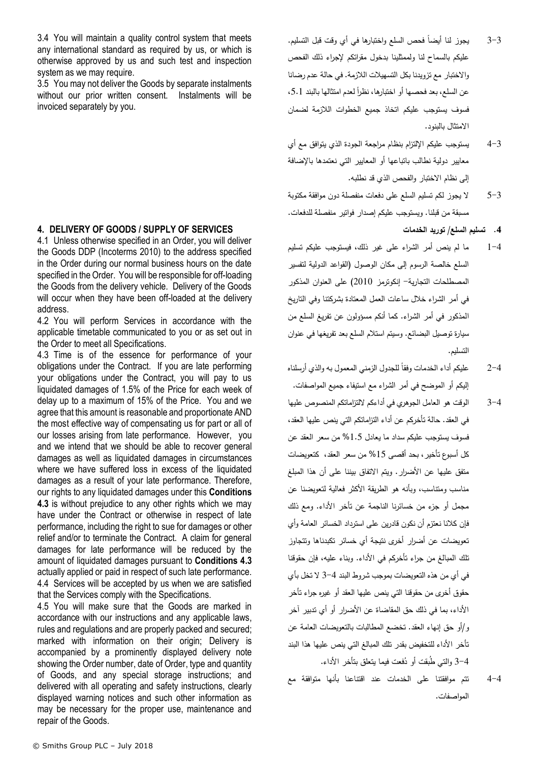3.4 You will maintain a quality control system that meets any international standard as required by us, or which is otherwise approved by us and such test and inspection system as we may require.

3.5 You may not deliver the Goods by separate instalments without our prior written consent. Instalments will be invoiced separately by you.

## 4. DELIVERY OF GOODS / SUPPLY OF SERVICES

4.1 Unless otherwise specified in an Order, you will deliver the Goods DDP (Incoterms 2010) to the address specified in the Order during our normal business hours on the date specified in the Order. You will be responsible for off-loading the Goods from the delivery vehicle. Delivery of the Goods will occur when they have been off-loaded at the delivery address.

4.2 You will perform Services in accordance with the applicable timetable communicated to you or as set out in the Order to meet all Specifications.

4.3 Time is of the essence for performance of your obligations under the Contract. If you are late performing your obligations under the Contract, you will pay to us liquidated damages of 1.5% of the Price for each week of delay up to a maximum of 15% of the Price. You and we agree that this amount is reasonable and proportionate AND the most effective way of compensating us for part or all of our losses arising from late performance. However, you and we intend that we should be able to recover general damages as well as liquidated damages in circumstances where we have suffered loss in excess of the liquidated damages as a result of your late performance. Therefore, our rights to any liquidated damages under this **Conditions 4.3** is without prejudice to any other rights which we may have under the Contract or otherwise in respect of late performance, including the right to sue for damages or other relief and/or to terminate the Contract. A claim for general damages for late performance will be reduced by the amount of liquidated damages pursuant to **Conditions 4.3** actually applied or paid in respect of such late performance.

4.4 Services will be accepted by us when we are satisfied that the Services comply with the Specifications.

4.5 You will make sure that the Goods are marked in accordance with our instructions and any applicable laws, rules and regulations and are properly packed and secured; marked with information on their origin; Delivery is accompanied by a prominently displayed delivery note showing the Order number, date of Order, type and quantity of Goods, and any special storage instructions; and delivered with all operating and safety instructions, clearly displayed warning notices and such other information as may be necessary for the proper use, maintenance and repair of the Goods.

3-3 يجوز لنا أيضاً فحص السلع واختبارها في أي وقت قبل التسليم. عليكم بالسماح لنا ولممثلينا بدخول مقراتكم لإجراء ذلك الفحص والاختبار مع تزويدنا بكل التسهيلات اللازمة. في حالة عدم رضانا عن السلع، بعد فحصها أو اختبارها، نظراً لعدم امتثالها بالبند 5.1، فسوف يستوجب عليكم اتخاذ جميع الخطوات اللازمة لضمان الامتثال بالبنود.

3-4 يستوجب عليكم الإلتزام بنظام مراجعة الجودة الذي يتوافق مع أي معايير دولية نطالب باتباعها أو المعايير التي نعتمدها بالإضافة إلى نظام الاختبار والفحص الذي قد نطلبه.

3-5 لا يجوز لكم تسليم السلع على دفعات منفصلة دون موافقة مكتوبة مسبقة من قبلنا. ويستوجب عليكم إصدار فواتير منفصلة للدفعات.

## 4. تسليم السلع/ توريد الخدمات

4-1 ما لم ينص أمر الشراء على غير ذلك، فيستوجب عليكم تسليم السلع خالصة الرسوم إلى مكان الوصول (القواعد الدولية لتفسير المصطلحات التجارية– إنكوترمز 2010) على العنوان المذكور في أمر الشراء خلال ساعات العمل المعتادة بشركتنا وفي التاريخ المذكور في أمر الشراء. كما أنكم مسؤولون عن تفريغ السلع من سيارة توصيل البضائع. وسيتم استلام السلع بعد تفريغها في عنوان التسليم.

4-2 عليكم أداء الخدمات وفقاً للجدول الزمني المعمول به والذي أرسلناه إليكم أو الموضح في أمر الشراء مع استيفاء جميع المواصفات.

4-3 الوقت هو العامل الجوهري في أداءكم لالتزاماتكم المنصوص عليها في العقد. حالة تأخركم عن أداء التزاماتكم التي ينص عليها العقد، فسوف يستوجب عليكم سداد ما يعادل 1.5% من سعر العقد عن كل أسبوع تأخير، بحد أقصى 15% من سعر العقد، كتعويضات متفق عليها عن الأضرار. ويتم الاتفاق بيننا على أن هذا المبلغ مناسب ومتناسب، وبأنه هو الطريقة الأكثر فعالية لتعويضنا عن مجمل أو جزء من خسائرنا الناجمة عن تأخر الأداء. ومع ذلك فإن كلانا نعتزم أن نكون قادرين على استرداد الخسائر العامة وأي تعويضات عن أضرار أخرى نتيجة أي خسائر تكبدناها وتتجاوز تلك المبالغ من جراء تأخركم في الأداء. وبناء عليه، فإن حقوقنا في أي من هذه التعويضات بموجب شروط البند 4-3 لا تخل بأي حقوق أخرى من حقوقنا التي ينص عليها العقد أو غيره جراء تأخر الأداء، بما في ذلك حق المقاضاة عن الأضرار أو أي تدبير آخر و/أو حق إنهاء العقد. تخضع المطالبات بالتعويضات العامة عن تأخر الأداء للتخفيض بقدر تلك المبالغ التي ينص عليها هذا البند 4-3 والتي طُبقت أو دُفعت فيما يتعلق بتأخر الأداء.

4-4 تتم موافقتنا على الخدمات عند اقتناعنا بأنها متوافقة مع المواصفات.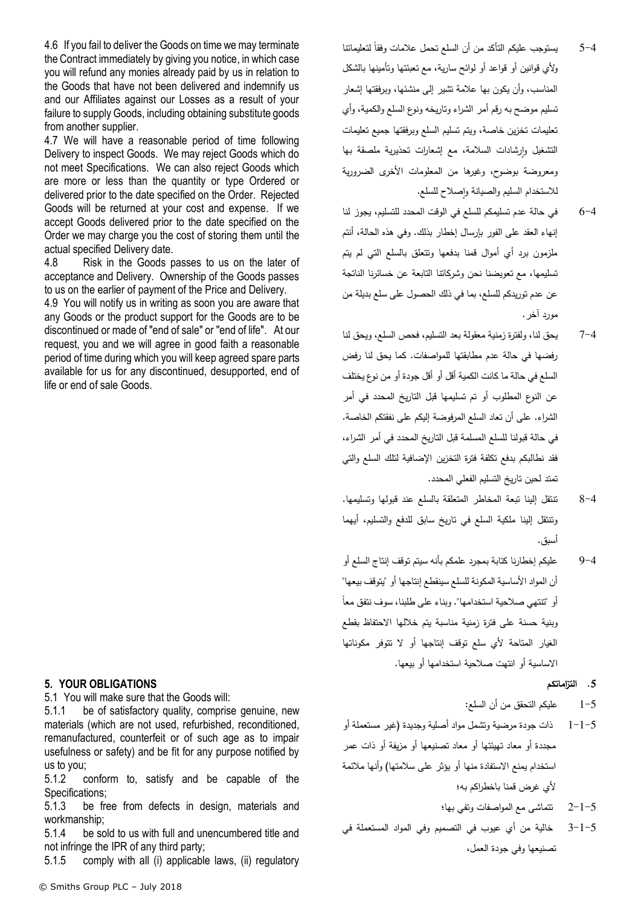4.6 If you fail to deliver the Goods on time we may terminate the Contract immediately by giving you notice, in which case you will refund any monies already paid by us in relation to the Goods that have not been delivered and indemnify us and our Affiliates against our Losses as a result of your failure to supply Goods, including obtaining substitute goods from another supplier.

4.7 We will have a reasonable period of time following Delivery to inspect Goods. We may reject Goods which do not meet Specifications. We can also reject Goods which are more or less than the quantity or type Ordered or delivered prior to the date specified on the Order. Rejected Goods will be returned at your cost and expense. If we accept Goods delivered prior to the date specified on the Order we may charge you the cost of storing them until the actual specified Delivery date.

4.8 Risk in the Goods passes to us on the later of acceptance and Delivery. Ownership of the Goods passes to us on the earlier of payment of the Price and Delivery.

4.9 You will notify us in writing as soon you are aware that any Goods or the product support for the Goods are to be discontinued or made of "end of sale" or "end of life". At our request, you and we will agree in good faith a reasonable period of time during which you will keep agreed spare parts available for us for any discontinued, desupported, end of life or end of sale Goods.

## 5. YOUR OBLIGATIONS

5.1 You will make sure that the Goods will:

5.1.1 be of satisfactory quality, comprise genuine, new materials (which are not used, refurbished, reconditioned, remanufactured, counterfeit or of such age as to impair usefulness or safety) and be fit for any purpose notified by us to you;

5.1.2 conform to, satisfy and be capable of the Specifications;

5.1.3 be free from defects in design, materials and workmanship;

5.1.4 be sold to us with full and unencumbered title and not infringe the IPR of any third party;

5.1.5 comply with all (i) applicable laws, (ii) regulatory

4-5 يستوجب عليكم التأكد من أن السلع تحمل علامات وفقاً لتعليماتنا ولأي قوانين أو قواعد أو لوائح سارية، مع تعبئتها وتأمينها بالشكل المناسب، وأن يكون بها علامة تشير إلى منشئها، وبرفقتها إشعار تسليم موضح به رقم أمر الشراء وتاريخه ونوع السلع والكمية، وأي تعليمات تخزين خاصة، ويتم تسليم السلع وبرفقتها جميع تعليمات التشغيل وإرشادات السلامة، مع إشعارات تحذيرية ملصقة بها ومعروضة بوضوح، وغيرها من المعلومات الأخرى الضرورية للاستخدام السليم والصيانة وإصلاح للسلع.

4-6 في حالة عدم تسليمكم للسلع في الوقت المحدد للتسليم، يجوز لنا إنهاء العقد على الفور بإرسال إخطار بذلك. وفي هذه الحالة، أنتم ملزمون برد أي أموال قمنا بدفعها وتتعلق بالسلع التي لم يتم تسليمها، مع تعويضنا نحن وشركاتنا التابعة عن خسائرنا الناتجة عن عدم توريدكم للسلع، بما في ذلك الحصول على سلع بديلة من مورد آخر.

4-7 يحق لنا، ولفترة زمنية معقولة بعد التسليم، فحص السلع، ويحق لنا رفضها في حالة عدم مطابقتها للمواصفات. كما يحق لنا رفض السلع في حالة ما كانت الكمية أقل أو أقل جودة أو من نوع يختلف عن النوع المطلوب أو تم تسليمها قبل التاريخ المحدد في أمر الشراء. على أن تعاد السلع المرفوضة إليكم على نفقتكم الخاصة. في حالة قبولنا للسلع المسلمة قبل التاريخ المحدد في أمر الشراء، فقد نطالبكم بدفع تكلفة فترة التخزين الإضافية لتلك السلع والتي تمتد لحين تاريخ التسليم الفعلي المحدد.

4-8 تنتقل إلينا تبعة المخاطر المتعلقة بالسلع عند قبولها وتسليمها. وتنتقل إلينا ملكية السلع في تاريخ سابق للدفع والتسليم، أيهما أسبق.

4-9 عليكم إخطارنا كتابة بمجرد علمكم بأنه سيتم توقف إنتاج السلع أو أن المواد الأساسية المكونة للسلع سينقطع إنتاجها أو "يتوقف بيعها" أو "تنتهي صلاحية استخدامها". وبناء على طلبنا، سوف نتفق معاً وبنية حسنة على فترة زمنية مناسبة يتم خلالها الاحتفاظ بقطع الغيار المتاحة لأي سلع توقف إنتاجها أو لا تتوفر مكوناتها الاساسية أو انتهت صلاحية استخدامها أو بيعها.

## 5. التزاماتكم

5-1 عليكم التحقق من أن السلع:

5-1-1 ذات جودة مرضية وتشمل مواد أصلية وجديدة (غير مستعملة أو مجددة أو معاد تهيئتها أو معاد تصنيعها أو مزيفة أو ذات عمر استخدام يمنع الاستفادة منها أو يؤثر على سلامتها) وأنها ملائمة لأي غرض قمنا باخطراكم به؛

5-1-2 تتماشى مع المواصفات وتفي بها؛

5-1-3 خالية من أي عيوب في التصميم وفي المواد المستعملة في تصنيعها وفي جودة العمل،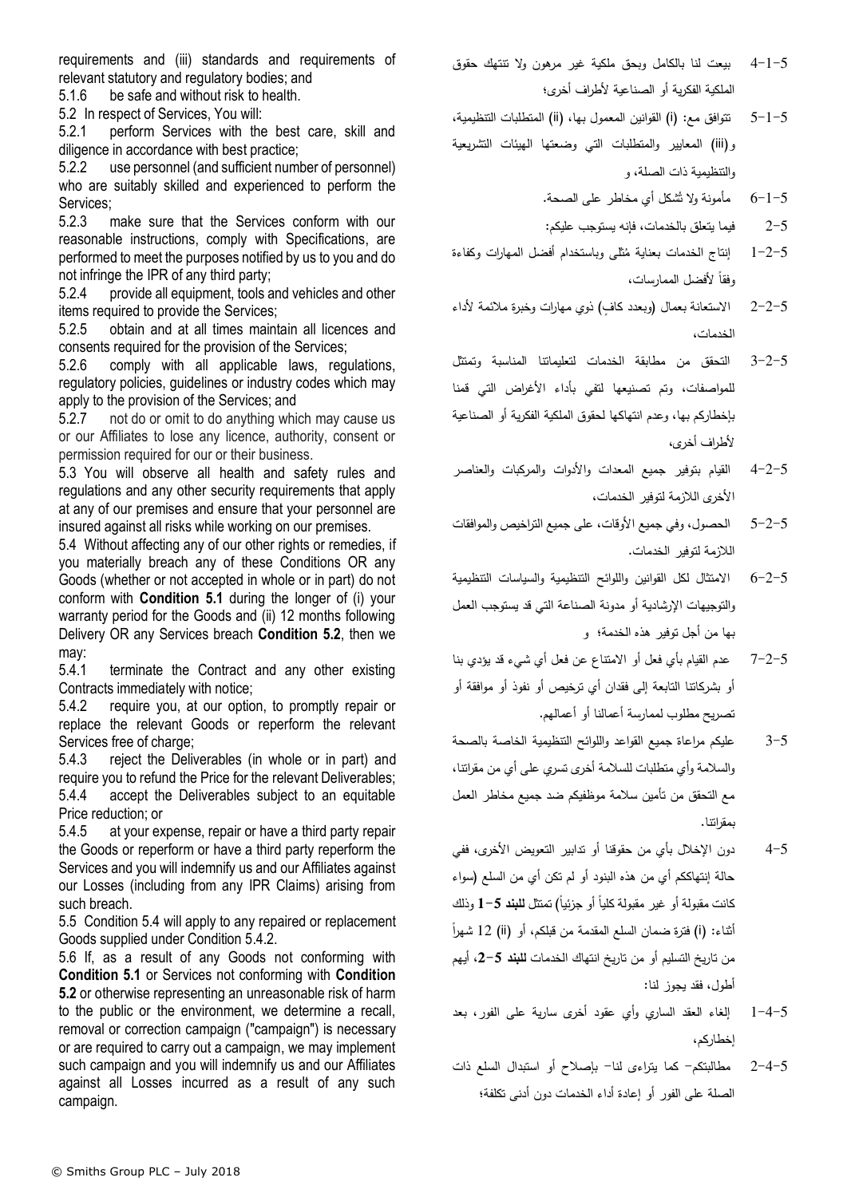requirements and (iii) standards and requirements of relevant statutory and regulatory bodies; and

5.1.6 be safe and without risk to health.

5.2 In respect of Services, You will:

5.2.1 perform Services with the best care, skill and diligence in accordance with best practice;

5.2.2 use personnel (and sufficient number of personnel) who are suitably skilled and experienced to perform the Services;

5.2.3 make sure that the Services conform with our reasonable instructions, comply with Specifications, are performed to meet the purposes notified by us to you and do not infringe the IPR of any third party;

5.2.4 provide all equipment, tools and vehicles and other items required to provide the Services;

5.2.5 obtain and at all times maintain all licences and consents required for the provision of the Services;

5.2.6 comply with all applicable laws, regulations, regulatory policies, guidelines or industry codes which may apply to the provision of the Services; and

5.2.7 not do or omit to do anything which may cause us or our Affiliates to lose any licence, authority, consent or permission required for our or their business.

5.3 You will observe all health and safety rules and regulations and any other security requirements that apply at any of our premises and ensure that your personnel are insured against all risks while working on our premises.

5.4 Without affecting any of our other rights or remedies, if you materially breach any of these Conditions OR any Goods (whether or not accepted in whole or in part) do not conform with **Condition 5.1** during the longer of (i) your warranty period for the Goods and (ii) 12 months following Delivery OR any Services breach **Condition 5.2**, then we may:

5.4.1 terminate the Contract and any other existing Contracts immediately with notice;

5.4.2 require you, at our option, to promptly repair or replace the relevant Goods or reperform the relevant Services free of charge;

5.4.3 reject the Deliverables (in whole or in part) and require you to refund the Price for the relevant Deliverables;

5.4.4 accept the Deliverables subject to an equitable Price reduction; or

5.4.5 at your expense, repair or have a third party repair the Goods or reperform or have a third party reperform the Services and you will indemnify us and our Affiliates against our Losses (including from any IPR Claims) arising from such breach.

5.5 Condition 5.4 will apply to any repaired or replacement Goods supplied under Condition 5.4.2.

5.6 If, as a result of any Goods not conforming with **Condition 5.1** or Services not conforming with **Condition 5.2** or otherwise representing an unreasonable risk of harm to the public or the environment, we determine a recall, removal or correction campaign ("campaign") is necessary or are required to carry out a campaign, we may implement such campaign and you will indemnify us and our Affiliates against all Losses incurred as a result of any such campaign.

5-1-4 بيعت لنا بالكامل وبحق ملكية غير مرهون ولا تنتهك حقوق الملكية الفكرية أو الصناعية لأطراف أخرى؛

5-1-5 تتوافق مع: (i) القوانين المعمول بها، (ii) المتطلبات التنظيمية، و(iii) المعايير والمتطلبات التي وضعتها الهيئات التشريعية والتنظيمية ذات الصلة، و

5-1-6 مأمونة ولا تُشكل أي مخاطر على الصحة.

5-2 فيما يتعلق بالخدمات، فإنه يستوجب عليكم:

5-2-1 إنتاج الخدمات بعناية مُثلى وباستخدام أفضل المهارات وكفاءة وفقاً لأفضل الممارسات،

5-2-2 الاستعانة بعمال (وبعدد كافٍ) ذوي مهارات وخبرة ملائمة لأداء الخدمات،

5-2-3 التحقق من مطابقة الخدمات لتعليماتنا المناسبة وتمتثل للمواصفات، وتم تصنيعها لتفي بأداء الأغراض التي قمنا بإخطاركم بها، وعدم انتهاكها لحقوق الملكية الفكرية أو الصناعية لأطراف أخرى،

5-2-4 القيام بتوفير جميع المعدات والأدوات والمركبات والعناصر الأخرى اللازمة لتوفير الخدمات،

5-2-5 الحصول، وفي جميع الأوقات، على جميع التراخيص والموافقات اللازمة لتوفير الخدمات.

5-2-6 الامتثال لكل القوانين واللوائح التنظيمية والسياسات التنظيمية والتوجيهات الإرشادية أو مدونة الصناعة التي قد يستوجب العمل بها من أجل توفير هذه الخدمة؛ و

5-2-7 عدم القيام بأي فعل أو الامتناع عن فعل أي شيء قد يؤدي بنا أو بشركاتنا التابعة إلى فقدان أي ترخيص أو نفوذ أو موافقة أو تصريح مطلوب لممارسة أعمالنا أو أعمالهم.

5-3 عليكم مراعاة جميع القواعد واللوائح التنظيمية الخاصة بالصحة والسلامة وأي متطلبات للسلامة أخرى تسري على أي من مقراتنا، مع التحقق من تأمين سلامة موظفيكم ضد جميع مخاطر العمل بمقراتنا.

5-4 دون الإخلال بأي من حقوقنا أو تدابير التعويض الأخرى، ففي حالة إنتهاككم أي من هذه البنود أو لم تكن أي من السلع (سواء كانت مقبولة أو غير مقبولة كلياً أو جزئياً) تمتثل **للبند 5-1** وذلك أثناء: (i) فترة ضمان السلع المقدمة من قبلكم، أو (ii) 12 شهراً من تاريخ التسليم أو من تاريخ انتهاك الخدمات **للبند 5-2**، أيهم أطول، فقد يجوز لنا:

5-4-1 إلغاء العقد الساري وأي عقود أخرى سارية على الفور، بعد إخطاركم،

5-4-2 مطالبتكم- كما يتراءى لنا- بإصلاح أو استبدال السلع ذات الصلة على الفور أو إعادة أداء الخدمات دون أدنى تكلفة؛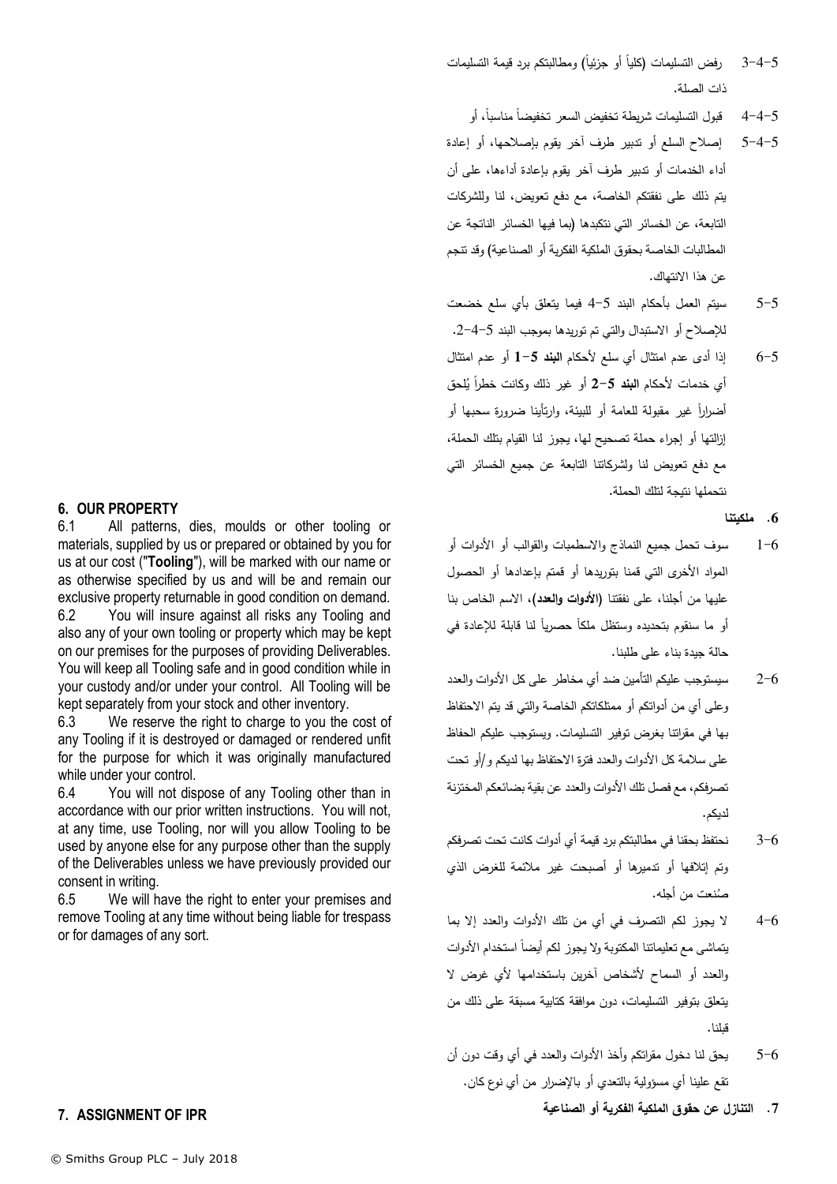5-4-3 رفض التسليمات (كلياً أو جزئياً) ومطالبتكم برد قيمة التسليمات ذات الصلة.

5-4-4 قبول التسليمات شريطة تخفيض السعر تخفيضاً مناسباً، أو

5-4-5 إصلاح السلع أو تدبير طرف آخر يقوم بإصلاحها، أو إعادة أداء الخدمات أو تدبير طرف آخر يقوم بإعادة أداءها، على أن يتم ذلك على نفقتكم الخاصة، مع دفع تعويض، لنا وللشركات التابعة، عن الخسائر التي نتكبدها (بما فيها الخسائر الناتجة عن المطالبات الخاصة بحقوق الملكية الفكرية أو الصناعية) وقد تنجم عن هذا الانتهاك.

5-5 سيتم العمل بأحكام البند 5-4 فيما يتعلق بأي سلع خضعت للإصلاح أو الاستبدال والتي تم توريدها بموجب البند 5-4-2.

5-6 إذا أدى عدم امتثال أي سلع لأحكام **البند 5-1** أو عدم امتثال أي خدمات لأحكام **البند 5-2** أو غير ذلك وكانت خطراً يُلحق أضراراً غير مقبولة للعامة أو للبيئة، وارتأينا ضرورة سحبها أو إزالتها أو إجراء حملة تصحيح لها، يجوز لنا القيام بتلك الحملة، مع دفع تعويض لنا ولشركاتنا التابعة عن جميع الخسائر التي نتحملها نتيجة لتلك الحملة.

## 6. OUR PROPERTY

6.1 All patterns, dies, moulds or other tooling or materials, supplied by us or prepared or obtained by you for us at our cost ("**Tooling**"), will be marked with our name or as otherwise specified by us and will be and remain our exclusive property returnable in good condition on demand.

6.2 You will insure against all risks any Tooling and also any of your own tooling or property which may be kept on our premises for the purposes of providing Deliverables. You will keep all Tooling safe and in good condition while in your custody and/or under your control. All Tooling will be kept separately from your stock and other inventory.

6.3 We reserve the right to charge to you the cost of any Tooling if it is destroyed or damaged or rendered unfit for the purpose for which it was originally manufactured while under your control.

6.4 You will not dispose of any Tooling other than in accordance with our prior written instructions. You will not, at any time, use Tooling, nor will you allow Tooling to be used by anyone else for any purpose other than the supply of the Deliverables unless we have previously provided our consent in writing.

6.5 We will have the right to enter your premises and remove Tooling at any time without being liable for trespass or for damages of any sort.

## 6. ملكيتنا

6-1 سوف تحمل جميع النماذج والاسطمبات والقوالب أو الأدوات أو المواد الأخرى التي قمنا بتوريدها أو قمتم بإعدادها أو الحصول عليها من أجلنا، على نفقتنا (**الأدوات والعدد**)، الاسم الخاص بنا أو ما سنقوم بتحديده وستظل ملكاً حصرياً لنا قابلة للإعادة في حالة جيدة بناء على طلبنا.

6-2 سيستوجب عليكم التأمين ضد أي مخاطر على كل الأدوات والعدد وعلى أي من أدواتكم أو ممتلكاتكم الخاصة والتي قد يتم الاحتفاظ بها في مقراتنا بغرض توفير التسليمات. ويستوجب عليكم الحفاظ على سلامة كل الأدوات والعدد فترة الاحتفاظ بها لديكم و/أو تحت تصرفكم، مع فصل تلك الأدوات والعدد عن بقية بضائعكم المختزنة لديكم.

6-3 نحتفظ بحقنا في مطالبتكم برد قيمة أي أدوات كانت تحت تصرفكم وتم إتلافها أو تدميرها أو أصبحت غير ملائمة للغرض الذي صُنعت من أجله.

6-4 لا يجوز لكم التصرف في أي من تلك الأدوات والعدد إلا بما يتماشى مع تعليماتنا المكتوبة ولا يجوز لكم أيضاً استخدام الأدوات والعدد أو السماح لأشخاص آخرين باستخدامها لأي غرض لا يتعلق بتوفير التسليمات، دون موافقة كتابية مسبقة على ذلك من قبلنا.

6-5 يحق لنا دخول مقراتكم وأخذ الأدوات والعدد في أي وقت دون أن تقع علينا أي مسؤولية بالتعدي أو بالإضرار من أي نوع كان.

## 7. ASSIGNMENT OF IPR

## 7. التنازل عن حقوق الملكية الفكرية أو الصناعية

© Smiths Group PLC – July 2018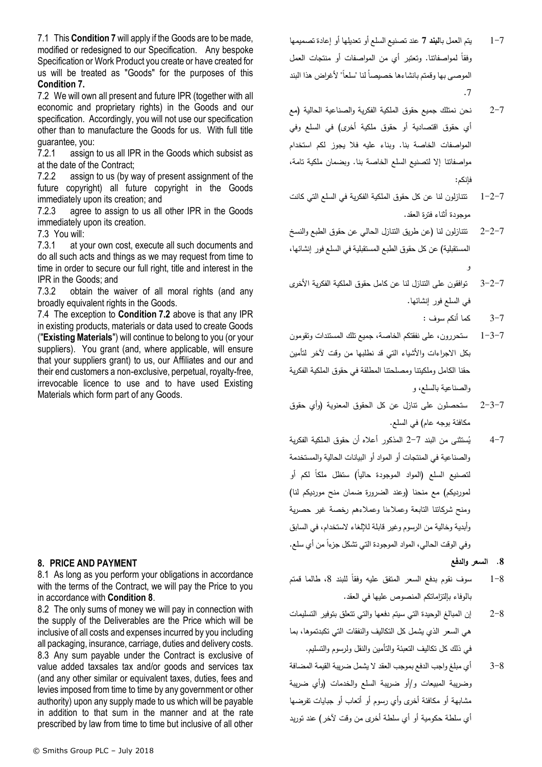7.1 This **Condition 7** will apply if the Goods are to be made, modified or redesigned to our Specification. Any bespoke Specification or Work Product you create or have created for us will be treated as "Goods" for the purposes of this **Condition 7.**

7.2 We will own all present and future IPR (together with all economic and proprietary rights) in the Goods and our specification. Accordingly, you will not use our specification other than to manufacture the Goods for us. With full title guarantee, you:

7.2.1 assign to us all IPR in the Goods which subsist as at the date of the Contract;

7.2.2 assign to us (by way of present assignment of the future copyright) all future copyright in the Goods immediately upon its creation; and

7.2.3 agree to assign to us all other IPR in the Goods immediately upon its creation.

7.3 You will:

7.3.1 at your own cost, execute all such documents and do all such acts and things as we may request from time to time in order to secure our full right, title and interest in the IPR in the Goods; and

7.3.2 obtain the waiver of all moral rights (and any broadly equivalent rights in the Goods.

7.4 The exception to **Condition 7.2** above is that any IPR in existing products, materials or data used to create Goods ("**Existing Materials**") will continue to belong to you (or your suppliers). You grant (and, where applicable, will ensure that your suppliers grant) to us, our Affiliates and our and their end customers a non-exclusive, perpetual, royalty-free, irrevocable licence to use and to have used Existing Materials which form part of any Goods.

## 8. PRICE AND PAYMENT

8.1 As long as you perform your obligations in accordance with the terms of the Contract, we will pay the Price to you in accordance with **Condition 8**.

8.2 The only sums of money we will pay in connection with the supply of the Deliverables are the Price which will be inclusive of all costs and expenses incurred by you including all packaging, insurance, carriage, duties and delivery costs.

8.3 Any sum payable under the Contract is exclusive of value added taxsales tax and/or goods and services tax (and any other similar or equivalent taxes, duties, fees and levies imposed from time to time by any government or other authority) upon any supply made to us which will be payable in addition to that sum in the manner and at the rate prescribed by law from time to time but inclusive of all other

7-1 يتم العمل **بالبند 7** عند تصنيع السلع أو تعديلها أو إعادة تصميمها وفقاً لمواصفاتنا. وتعتبر أي من المواصفات أو منتجات العمل الموصى بها وقمتم بانشاءها خصيصاً لنا "سلعاً" لأغراض هذا البند 7.

7-2 نحن نمتلك جميع حقوق الملكية الفكرية والصناعية الحالية (مع أي حقوق اقتصادية أو حقوق ملكية أخرى) في السلع وفي المواصفات الخاصة بنا. وبناء عليه فلا يجوز لكم استخدام مواصفاتنا إلا لتصنيع السلع الخاصة بنا. وبضمان ملكية تامة، فإنكم:

7-2-1 تتنازلون لنا عن كل حقوق الملكية الفكرية في السلع التي كانت موجودة أثناء فترة العقد.

7-2-2 تتنازلون لنا (عن طريق التنازل الحالي عن حقوق الطبع والنسخ المستقبلية) عن كل حقوق الطبع المستقبلية في السلع فور إنشائها، و

7-2-3 توافقون على التنازل لنا عن كامل حقوق الملكية الفكرية الأخرى في السلع فور إنشائها.

7-3 كما أنكم سوف :

7-3-1 ستحررون، على نفقتكم الخاصة، جميع تلك المستندات وتقومون بكل الاجراءات والأشياء التي قد نطلبها من وقت لآخر لتأمين حقنا الكامل وملكيتنا ومصلحتنا المطلقة في حقوق الملكية الفكرية والصناعية بالسلع، و

7-3-2 ستحصلون على تنازل عن كل الحقوق المعنوية (وأي حقوق مكافئة بوجه عام) في السلع.

7-4 يُستثنى من البند 7-2 المذكور أعلاه أن حقوق الملكية الفكرية والصناعية في المنتجات أو المواد أو البيانات الحالية والمستخدمة لتصنيع السلع (المواد الموجودة حالياً) ستظل ملكاً لكم أو لمورديكم) مع منحنا (وعند الضرورة ضمان منح مورديكم لنا) ومنح شركاتنا التابعة وعملاءنا وعملاءهم رخصة غير حصرية وأبدية وخالية من الرسوم وغير قابلة للإلغاء لاستخدام، في السابق وفي الوقت الحالي، المواد الموجودة التي تشكل جزءاً من أي سلع.

## 8. السعر والدفع

8-1 سوف نقوم بدفع السعر المتفق عليه وفقاً للبند 8، طالما قمتم بالوفاء بإلتزاماتكم المنصوص عليها في العقد.

8-2 إن المبالغ الوحيدة التي سيتم دفعها والتي تتعلق بتوفير التسليمات هي السعر الذي يشمل كل التكاليف والنفقات التي تكبدتموها، بما في ذلك كل تكاليف التعبئة والتأمين والنقل ولرسوم والتسليم.

8-3 أي مبلغ واجب الدفع بموجب العقد لا يشمل ضريبة القيمة المضافة وضريبة المبيعات و/أو ضريبة السلع والخدمات (وأي ضريبة مشابهة أو مكافئة أخرى وأي رسوم أو أتعاب أو جبايات تفرضها أي سلطة حكومية أو أي سلطة أخرى من وقت لآخر) عند توريد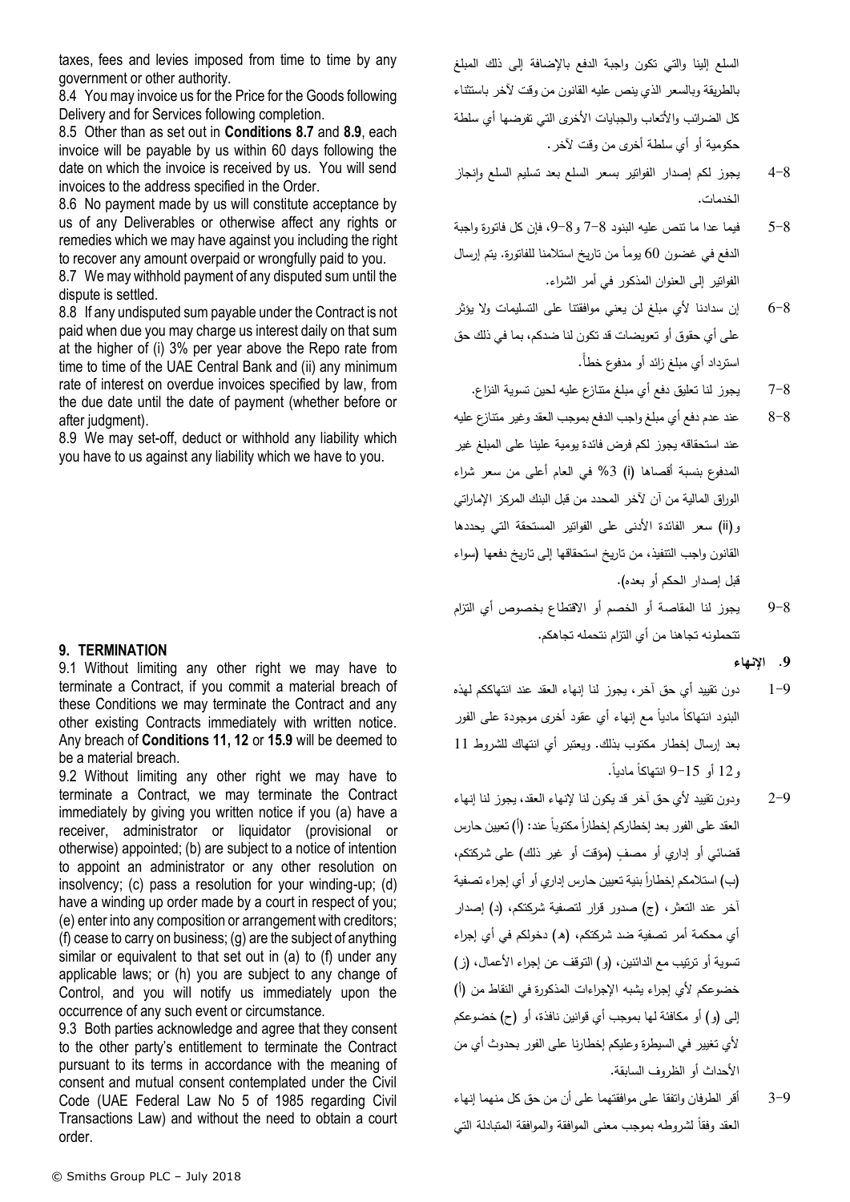taxes, fees and levies imposed from time to time by any government or other authority.

8.4 You may invoice us for the Price for the Goods following Delivery and for Services following completion.

8.5 Other than as set out in **Conditions 8.7** and **8.9**, each invoice will be payable by us within 60 days following the date on which the invoice is received by us. You will send invoices to the address specified in the Order.

8.6 No payment made by us will constitute acceptance by us of any Deliverables or otherwise affect any rights or remedies which we may have against you including the right to recover any amount overpaid or wrongfully paid to you.

8.7 We may withhold payment of any disputed sum until the dispute is settled.

8.8 If any undisputed sum payable under the Contract is not paid when due you may charge us interest daily on that sum at the higher of (i) 3% per year above the Repo rate from time to time of the UAE Central Bank and (ii) any minimum rate of interest on overdue invoices specified by law, from the due date until the date of payment (whether before or after judgment).

8.9 We may set-off, deduct or withhold any liability which you have to us against any liability which we have to you.

## 9. TERMINATION

9.1 Without limiting any other right we may have to terminate a Contract, if you commit a material breach of these Conditions we may terminate the Contract and any other existing Contracts immediately with written notice. Any breach of **Conditions 11, 12** or **15.9** will be deemed to be a material breach.

9.2 Without limiting any other right we may have to terminate a Contract, we may terminate the Contract immediately by giving you written notice if you (a) have a receiver, administrator or liquidator (provisional or otherwise) appointed; (b) are subject to a notice of intention to appoint an administrator or any other resolution on insolvency; (c) pass a resolution for your winding-up; (d) have a winding up order made by a court in respect of you; (e) enter into any composition or arrangement with creditors; (f) cease to carry on business; (g) are the subject of anything similar or equivalent to that set out in (a) to (f) under any applicable laws; or (h) you are subject to any change of Control, and you will notify us immediately upon the occurrence of any such event or circumstance.

9.3 Both parties acknowledge and agree that they consent to the other party's entitlement to terminate the Contract pursuant to its terms in accordance with the meaning of consent and mutual consent contemplated under the Civil Code (UAE Federal Law No 5 of 1985 regarding Civil Transactions Law) and without the need to obtain a court order.

السلع إلينا والتي تكون واجبة الدفع بالإضافة إلى ذلك المبلغ بالطريقة وبالسعر الذي ينص عليه القانون من وقت لآخر باستثناء كل الضرائب والأتعاب والجبايات الأخرى التي تفرضها أي سلطة حكومية أو أي سلطة أخرى من وقت لآخر.

8-4 يجوز لكم إصدار الفواتير بسعر السلع بعد تسليم السلع وإنجاز الخدمات.

8-5 فيما عدا ما تنص عليه البنود 8-7 و8-9، فإن كل فاتورة واجبة الدفع في غضون 60 يوماً من تاريخ استلامنا للفاتورة. يتم إرسال الفواتير إلى العنوان المذكور في أمر الشراء.

8-6 إن سدادنا لأي مبلغ لن يعني موافقتنا على التسليمات ولا يؤثر على أي حقوق أو تعويضات قد تكون لنا ضدكم، بما في ذلك حق استرداد أي مبلغ زائد أو مدفوع خطأً.

8-7 يجوز لنا تعليق دفع أي مبلغ متنازع عليه لحين تسوية النزاع.

8-8 عند عدم دفع أي مبلغ واجب الدفع بموجب العقد وغير متنازع عليه عند استحقاقه يجوز لكم فرض فائدة يومية علينا على المبلغ غير المدفوع بنسبة أقصاها (i) 3% في العام أعلى من سعر شراء الوراق المالية من آن لآخر المحدد من قبل البنك المركز الإماراتي و(ii) سعر الفائدة الأدنى على الفواتير المستحقة التي يحددها القانون واجب التنفيذ، من تاريخ استحقاقها إلى تاريخ دفعها (سواء قبل إصدار الحكم أو بعده).

8-9 يجوز لنا المقاصة أو الخصم أو الاقتطاع بخصوص أي التزام تتحملونه تجاهنا من أي التزام نتحمله تجاهكم.

## 9. الإنهاء

9-1 دون تقييد أي حق آخر، يجوز لنا إنهاء العقد عند انتهاككم لهذه البنود انتهاكاً مادياً مع إنهاء أي عقود أخرى موجودة على الفور بعد إرسال إخطار مكتوب بذلك. ويعتبر أي انتهاك للشروط 11 و12 أو 15-9 انتهاكاً مادياً.

9-2 ودون تقييد لأي حق آخر قد يكون لنا لإنهاء العقد، يجوز لنا إنهاء العقد على الفور بعد إخطاركم إخطاراً مكتوباً عند: (أ) تعيين حارس قضائي أو إداري أو مصفٍ (مؤقت أو غير ذلك) على شركتكم، (ب) استلامكم إخطاراً بنية تعيين حارس إداري أو أي إجراء تصفية آخر عند التعثر، (ج) صدور قرار لتصفية شركتكم، (د) إصدار أي محكمة أمر تصفية ضد شركتكم، (هـ) دخولكم في أي إجراء تسوية أو ترتيب مع الدائنين، (و) التوقف عن إجراء الأعمال، (ز) خضوعكم لأي إجراء يشبه الإجراءات المذكورة في النقاط من (أ) إلى (و) أو مكافئة لها بموجب أي قوانين نافذة، أو (ح) خضوعكم لأي تغيير في السيطرة وعليكم إخطارنا على الفور بحدوث أي من الأحداث أو الظروف السابقة.

9-3 أقر الطرفان واتفقا على موافقتهما على أن من حق كل منهما إنهاء العقد وفقاً لشروطه بموجب معنى الموافقة والموافقة المتبادلة التي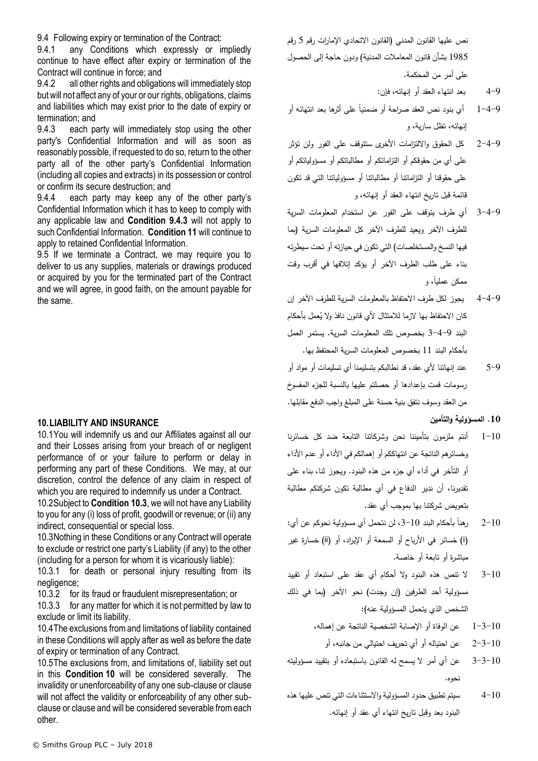9.4 Following expiry or termination of the Contract:

9.4.1 any Conditions which expressly or impliedly continue to have effect after expiry or termination of the Contract will continue in force; and

9.4.2 all other rights and obligations will immediately stop but will not affect any of your or our rights, obligations, claims and liabilities which may exist prior to the date of expiry or termination; and

9.4.3 each party will immediately stop using the other party's Confidential Information and will as soon as reasonably possible, if requested to do so, return to the other party all of the other party's Confidential Information (including all copies and extracts) in its possession or control or confirm its secure destruction; and

9.4.4 each party may keep any of the other party's Confidential Information which it has to keep to comply with any applicable law and **Condition 9.4.3** will not apply to such Confidential Information. **Condition 11** will continue to apply to retained Confidential Information.

9.5 If we terminate a Contract, we may require you to deliver to us any supplies, materials or drawings produced or acquired by you for the terminated part of the Contract and we will agree, in good faith, on the amount payable for the same.

## 10. LIABILITY AND INSURANCE

10.1 You will indemnify us and our Affiliates against all our and their Losses arising from your breach of or negligent performance of or your failure to perform or delay in performing any part of these Conditions. We may, at our discretion, control the defence of any claim in respect of which you are required to indemnify us under a Contract.

10.2 Subject to **Condition 10.3**, we will not have any Liability to you for any (i) loss of profit, goodwill or revenue; or (ii) any indirect, consequential or special loss.

10.3 Nothing in these Conditions or any Contract will operate to exclude or restrict one party's Liability (if any) to the other (including for a person for whom it is vicariously liable):

10.3.1 for death or personal injury resulting from its negligence;

10.3.2 for its fraud or fraudulent misrepresentation; or

10.3.3 for any matter for which it is not permitted by law to exclude or limit its liability.

10.4 The exclusions from and limitations of liability contained in these Conditions will apply after as well as before the date of expiry or termination of any Contract.

10.5 The exclusions from, and limitations of, liability set out in this **Condition 10** will be considered severally. The invalidity or unenforceability of any one sub-clause or clause will not affect the validity or enforceability of any other sub-clause or clause and will be considered severable from each other.

نص عليها القانون المدني (القانون الاتحادي الإمارات رقم 5 رقم 1985 بشأن قانون المعاملات المدنية) ودون حاجة إلى الحصول على أمر من المحكمة.

9-4 بعد انتهاء العقد أو إنهائه، فإن:

9-4-1 أي بنود نص العقد صراحة أو ضمنياً على أثرها بعد انتهائه أو إنهائه، تظل سارية، و

9-4-2 كل الحقوق والالتزامات الأخرى ستتوقف على الفور ولن تؤثر على أي من حقوقكم أو التزاماتكم أو مطالباتكم أو مسؤولياتكم أو على حقوقنا أو التزاماتنا أو مطالباتنا أو مسؤولياتنا التي قد تكون قائمة قبل تاريخ انتهاء العقد أو إنهائه، و

9-4-3 أي طرف يتوقف على الفور عن استخدام المعلومات السرية للطرف الآخر ويعيد للطرف الآخر كل المعلومات السرية (بما فيها النسخ والمستخلصات) التي تكون في حيازته أو تحت سيطرته بناء على طلب الطرف الآخر أو يؤكد إتلافها في أقرب وقت ممكن عملياً، و

9-4-4 يجوز لكل طرف الاحتفاظ بالمعلومات السرية للطرف الآخر إن كان الاحتفاظ بها لازما للامتثال لأي قانون نافذ ولا يُعمل بأحكام البند 9-4-3 بخصوص تلك المعلومات السرية. يستمر العمل بأحكام البند 11 بخصوص المعلومات السرية المحتفظ بها.

9-5 عند إنهائنا لأي عقد، قد نطالبكم بتسليمنا أي تسليمات أو مواد أو رسومات قمت بإعدادها أو حصلتم عليها بالنسبة للجزء المفسوخ من العقد وسوف نتفق بنية حسنة على المبلغ واجب الدفع مقابلها.

## 10. المسؤولية والتأمين

10-1 أنتم ملزمون بتأميننا نحن وشركاتنا التابعة ضد كل خسائرنا وخسائرهم الناتجة عن انتهاككم أو إهمالكم في الأداء أو عدم الأداء أو التأخر في أداء أي جزء من هذه البنود. ويجوز لنا، بناء على تقديرنا، أن ندير الدفاع في أي مطالبة تكون شركتكم مطالبة بتعويض شركتنا بها بموجب أي عقد.

10-2 رهناً بأحكام البند 10-3، لن نتحمل أي مسؤولية نحوكم عن أي: (i) خسائر في الأرباح أو السمعة أو الإيراد، أو (ii) خسارة غير مباشرة أو تابعة أو خاصة.

10-3 لا تنص هذه البنود ولا أحكام أي عقد على استبعاد أو تقييد مسؤولية أحد الطرفين (إن وجدت) نحو الآخر (بما في ذلك الشخص الذي يتحمل المسؤولية عنه):

10-3-1 عن الوفاة أو الإصابة الشخصية الناتجة عن إهماله،

10-3-2 عن احتياله أو أي تحريف احتيالي من جانبه، أو

10-3-3 عن أي أمر لا يسمح له القانون باستبعاده أو بتقييد مسؤوليته نحوه.

10-4 سيتم تطبيق حدود المسؤولية والاستثناءات التي تنص عليها هذه البنود بعد وقبل تاريخ انتهاء أي عقد أو إنهائه.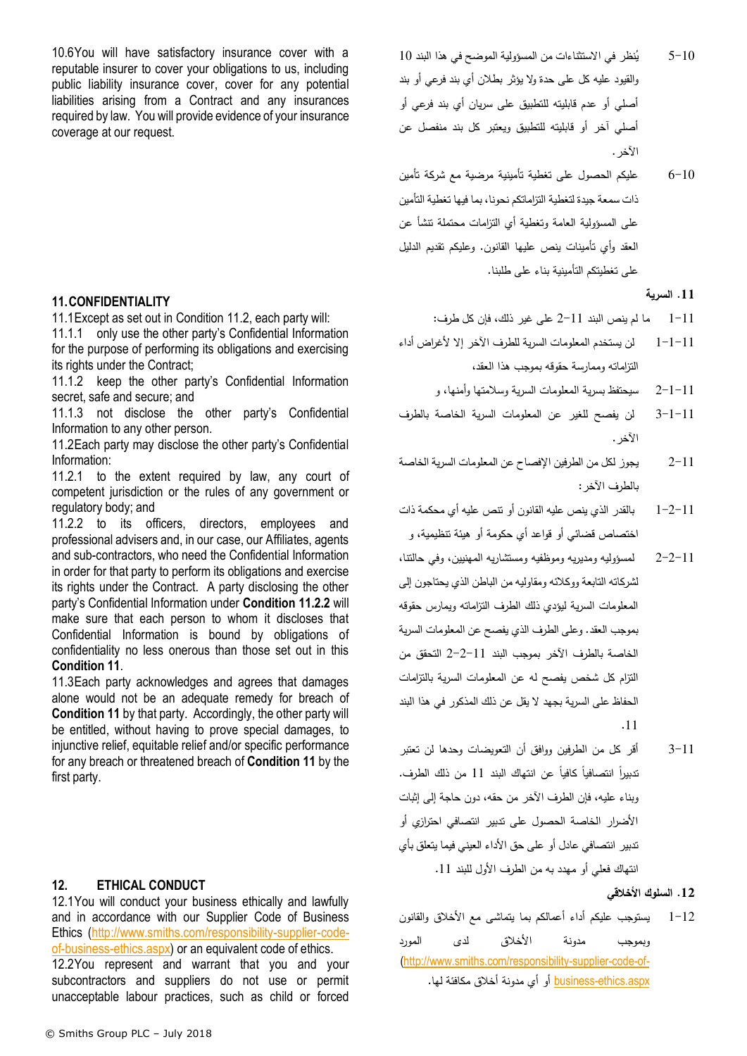10.6You will have satisfactory insurance cover with a reputable insurer to cover your obligations to us, including public liability insurance cover, cover for any potential liabilities arising from a Contract and any insurances required by law. You will provide evidence of your insurance coverage at our request.

**11. CONFIDENTIALITY**

11.1Except as set out in Condition 11.2, each party will:

11.1.1 only use the other party's Confidential Information for the purpose of performing its obligations and exercising its rights under the Contract;

11.1.2 keep the other party's Confidential Information secret, safe and secure; and

11.1.3 not disclose the other party's Confidential Information to any other person.

11.2Each party may disclose the other party's Confidential Information:

11.2.1 to the extent required by law, any court of competent jurisdiction or the rules of any government or regulatory body; and

11.2.2 to its officers, directors, employees and professional advisers and, in our case, our Affiliates, agents and sub-contractors, who need the Confidential Information in order for that party to perform its obligations and exercise its rights under the Contract. A party disclosing the other party's Confidential Information under **Condition 11.2.2** will make sure that each person to whom it discloses that Confidential Information is bound by obligations of confidentiality no less onerous than those set out in this **Condition 11**.

11.3Each party acknowledges and agrees that damages alone would not be an adequate remedy for breach of **Condition 11** by that party. Accordingly, the other party will be entitled, without having to prove special damages, to injunctive relief, equitable relief and/or specific performance for any breach or threatened breach of **Condition 11** by the first party.

**12. ETHICAL CONDUCT**

12.1You will conduct your business ethically and lawfully and in accordance with our Supplier Code of Business Ethics (http://www.smiths.com/responsibility-supplier-code-of-business-ethics.aspx) or an equivalent code of ethics.

12.2You represent and warrant that you and your subcontractors and suppliers do not use or permit unacceptable labour practices, such as child or forced

10-5 يُنظر في الاستثناءات من المسؤولية الموضح في هذا البند 10 والقيود عليه كل على حدة ولا يؤثر بطلان أي بند فرعي أو بند أصلي أو عدم قابليته للتطبيق على سريان أي بند فرعي أو أصلي آخر أو قابليته للتطبيق ويعتبر كل بند منفصل عن الآخر.

10-6 عليكم الحصول على تغطية تأمينية مرضية مع شركة تأمين ذات سمعة جيدة لتغطية التزاماتكم نحونا، بما فيها تغطية التأمين على المسؤولية العامة وتغطية أي التزامات محتملة تنشأ عن العقد وأي تأمينات ينص عليها القانون. وعليكم تقديم الدليل على تغطيتكم التأمينية بناء على طلبنا.

**11. السرية**

11-1 ما لم ينص البند 11-2 على غير ذلك، فإن كل طرف:

11-1-1 لن يستخدم المعلومات السرية للطرف الآخر إلا لأغراض أداء التزاماته وممارسة حقوقه بموجب هذا العقد،

11-1-2 سيحتفظ بسرية المعلومات السرية وسلامتها وأمنها، و

11-1-3 لن يفصح للغير عن المعلومات السرية الخاصة بالطرف الآخر.

11-2 يجوز لكل من الطرفين الإفصاح عن المعلومات السرية الخاصة بالطرف الآخر:

11-2-1 بالقدر الذي ينص عليه القانون أو تنص عليه أي محكمة ذات اختصاص قضائي أو قواعد أي حكومة أو هيئة تنظيمية، و

11-2-2 لمسؤوليه ومديريه وموظفيه ومستشاريه المهنيين، وفي حالتنا، لشركاته التابعة ووكلائه ومقاوليه من الباطن الذي يحتاجون إلى المعلومات السرية ليؤدي ذلك الطرف التزاماته ويمارس حقوقه بموجب العقد. وعلى الطرف الذي يفصح عن المعلومات السرية الخاصة بالطرف الآخر بموجب البند 11-2-2 التحقق من التزام كل شخص يفصح له عن المعلومات السرية بالتزامات الحفاظ على السرية بجهد لا يقل عن ذلك المذكور في هذا البند 11.

11-3 أقر كل من الطرفين ووافق أن التعويضات وحدها لن تعتبر تدبيراً انتصافياً كافياً عن انتهاك البند 11 من ذلك الطرف. وبناء عليه، فإن الطرف الآخر من حقه، دون حاجة إلى إثبات الأضرار الخاصة الحصول على تدبير انتصافي احترازي أو تدبير انتصافي عادل أو على حق الأداء العيني فيما يتعلق بأي انتهاك فعلي أو مهدد به من الطرف الأول للبند 11.

**12. السلوك الأخلاقي**

12-1 يستوجب عليكم أداء أعمالكم بما يتماشى مع الأخلاق والقانون وبموجب مدونة الأخلاق لدى المورد (http://www.smiths.com/responsibility-supplier-code-of-business-ethics.aspx أو أي مدونة أخلاق مكافئة لها.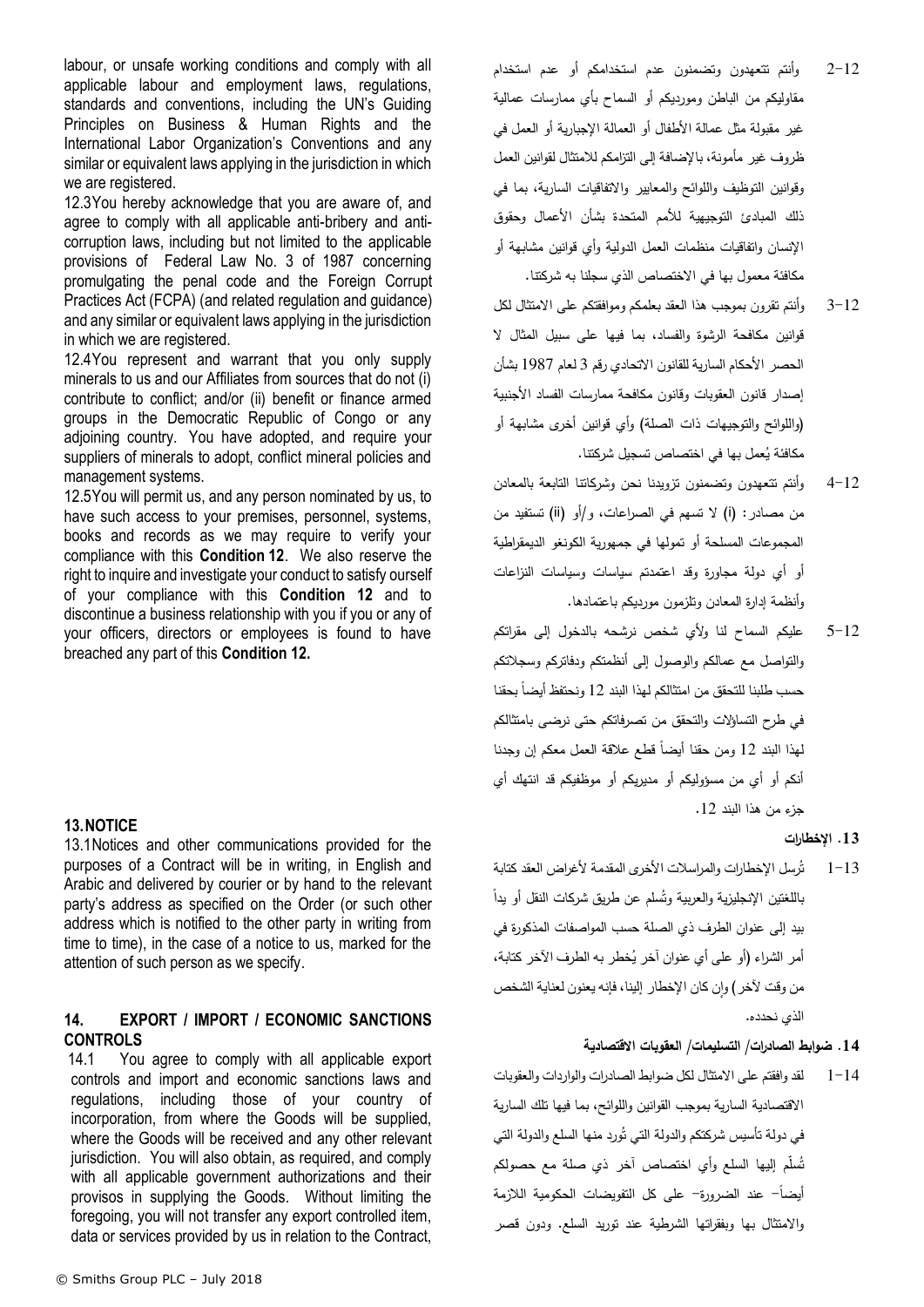labour, or unsafe working conditions and comply with all applicable labour and employment laws, regulations, standards and conventions, including the UN's Guiding Principles on Business & Human Rights and the International Labor Organization's Conventions and any similar or equivalent laws applying in the jurisdiction in which we are registered.

12.3 You hereby acknowledge that you are aware of, and agree to comply with all applicable anti-bribery and anti-corruption laws, including but not limited to the applicable provisions of Federal Law No. 3 of 1987 concerning promulgating the penal code and the Foreign Corrupt Practices Act (FCPA) (and related regulation and guidance) and any similar or equivalent laws applying in the jurisdiction in which we are registered.

12.4 You represent and warrant that you only supply minerals to us and our Affiliates from sources that do not (i) contribute to conflict; and/or (ii) benefit or finance armed groups in the Democratic Republic of Congo or any adjoining country. You have adopted, and require your suppliers of minerals to adopt, conflict mineral policies and management systems.

12.5 You will permit us, and any person nominated by us, to have such access to your premises, personnel, systems, books and records as we may require to verify your compliance with this **Condition 12**. We also reserve the right to inquire and investigate your conduct to satisfy ourself of your compliance with this **Condition 12** and to discontinue a business relationship with you if you or any of your officers, directors or employees is found to have breached any part of this **Condition 12.**

## 13. NOTICE

13.1 Notices and other communications provided for the purposes of a Contract will be in writing, in English and Arabic and delivered by courier or by hand to the relevant party's address as specified on the Order (or such other address which is notified to the other party in writing from time to time), in the case of a notice to us, marked for the attention of such person as we specify.

## 14. EXPORT / IMPORT / ECONOMIC SANCTIONS CONTROLS

14.1 You agree to comply with all applicable export controls and import and economic sanctions laws and regulations, including those of your country of incorporation, from where the Goods will be supplied, where the Goods will be received and any other relevant jurisdiction. You will also obtain, as required, and comply with all applicable government authorizations and their provisos in supplying the Goods. Without limiting the foregoing, you will not transfer any export controlled item, data or services provided by us in relation to the Contract,

12-2 وأنتم تتعهدون وتضمنون عدم استخدامكم أو عدم استخدام مقاوليكم من الباطن ومورديكم أو السماح بأي ممارسات عمالية غير مقبولة مثل عمالة الأطفال أو العمالة الإجبارية أو العمل في ظروف غير مأمونة، بالإضافة إلى التزامكم للامتثال لقوانين العمل وقوانين التوظيف واللوائح والمعايير والاتفاقيات السارية، بما في ذلك المبادئ التوجيهية للأمم المتحدة بشأن الأعمال وحقوق الإنسان واتفاقيات منظمات العمل الدولية وأي قوانين مشابهة أو مكافئة معمول بها في الاختصاص الذي سجلنا به شركتنا.

12-3 وأنتم تقرون بموجب هذا العقد بعلمكم وموافقتكم على الامتثال لكل قوانين مكافحة الرشوة والفساد، بما فيها على سبيل المثال لا الحصر الأحكام السارية للقانون الاتحادي رقم 3 لعام 1987 بشأن إصدار قانون العقوبات وقانون مكافحة ممارسات الفساد الأجنبية (واللوائح والتوجيهات ذات الصلة) وأي قوانين أخرى مشابهة أو مكافئة يُعمل بها في اختصاص تسجيل شركتنا.

12-4 وأنتم تتعهدون وتضمنون تزويدنا نحن وشركاتنا التابعة بالمعادن من مصادر: (i) لا تسهم في الصراعات، و/أو (ii) تستفيد من المجموعات المسلحة أو تمولها في جمهورية الكونغو الديمقراطية أو أي دولة مجاورة وقد اعتمدتم سياسات وسياسات النزاعات وأنظمة إدارة المعادن وتلزمون مورديكم باعتمادها.

12-5 عليكم السماح لنا ولأي شخص نرشحه بالدخول إلى مقراتكم والتواصل مع عمالكم والوصول إلى أنظمتكم ودفاتركم وسجلاتكم حسب طلبنا للتحقق من امتثالكم لهذا البند 12 ونحتفظ أيضاً بحقنا في طرح التساؤلات والتحقق من تصرفاتكم حتى نرضى بامتثالكم لهذا البند 12 ومن حقنا أيضاً قطع علاقة العمل معكم إن وجدنا أنكم أو أي من مسؤوليكم أو مديريكم أو موظفيكم قد انتهك أي جزء من هذا البند 12.

## 13. الإخطارات

13-1 تُرسل الإخطارات والمراسلات الأخرى المقدمة لأغراض العقد كتابة باللغتين الإنجليزية والعربية وتُسلم عن طريق شركات النقل أو يداً بيد إلى عنوان الطرف ذي الصلة حسب المواصفات المذكورة في أمر الشراء (أو على أي عنوان آخر يُخطر به الطرف الآخر كتابة، من وقت لآخر) وإن كان الإخطار إلينا، فإنه يعنون لعناية الشخص الذي نحدده.

## 14. ضوابط الصادرات/ التسليمات/ العقوبات الاقتصادية

14-1 لقد وافقتم على الامتثال لكل ضوابط الصادرات والواردات والعقوبات الاقتصادية السارية بموجب القوانين واللوائح، بما فيها تلك السارية في دولة تأسيس شركتكم والدولة التي تُورد منها السلع والدولة التي تُسلّم إليها السلع وأي اختصاص آخر ذي صلة مع حصولكم أيضاً- عند الضرورة- على كل التفويضات الحكومية اللازمة والامتثال بها وبفقراتها الشرطية عند توريد السلع. ودون قصر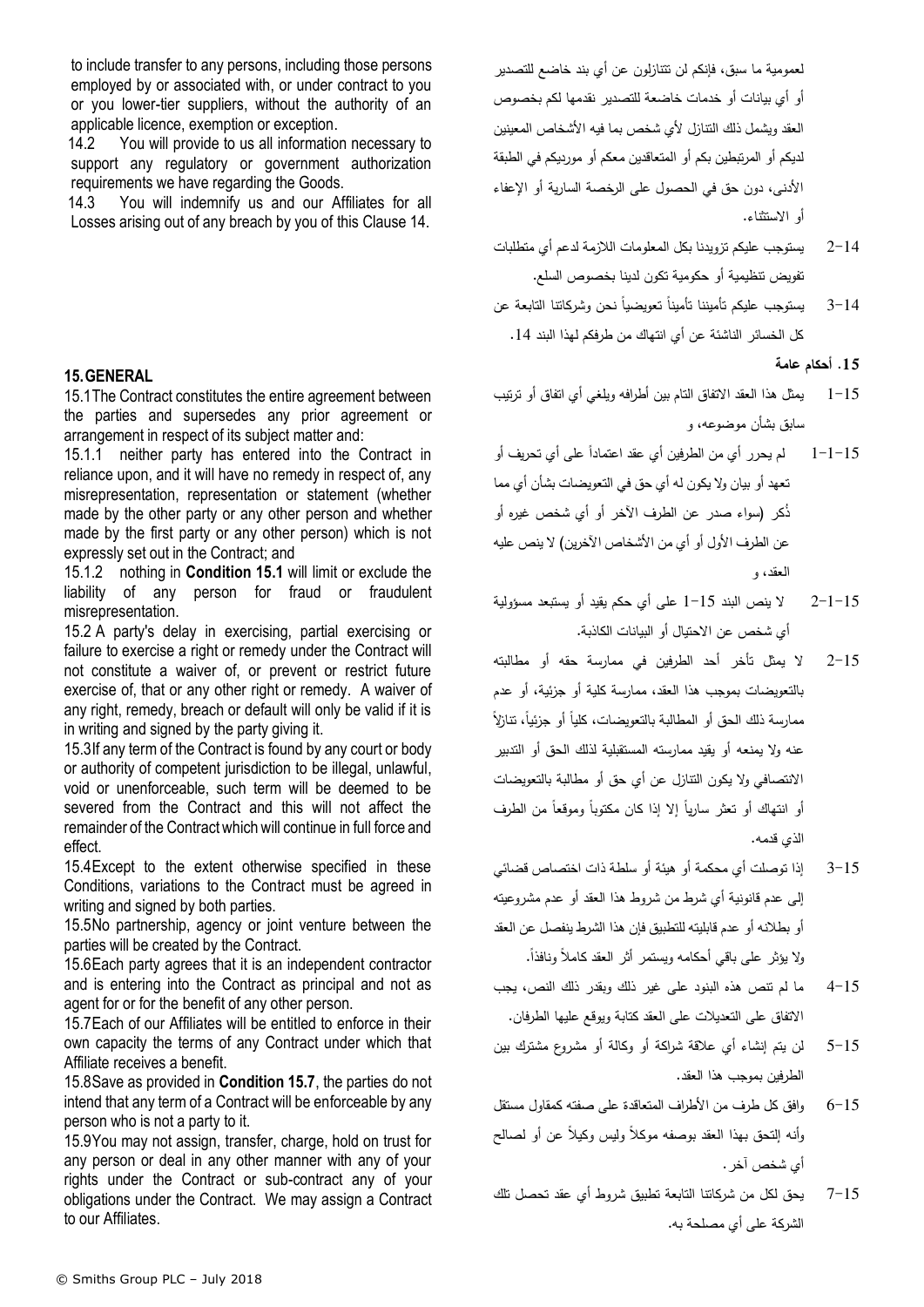to include transfer to any persons, including those persons employed by or associated with, or under contract to you or you lower-tier suppliers, without the authority of an applicable licence, exemption or exception.

14.2 You will provide to us all information necessary to support any regulatory or government authorization requirements we have regarding the Goods.

14.3 You will indemnify us and our Affiliates for all Losses arising out of any breach by you of this Clause 14.

لعمومية ما سبق، فإنكم لن تتنازلون عن أي بند خاضع للتصدير أو أي بيانات أو خدمات خاضعة للتصدير نقدمها لكم بخصوص العقد ويشمل ذلك التنازل لأي شخص بما فيه الأشخاص المعينين لديكم أو المرتبطين بكم أو المتعاقدين معكم أو مورديكم في الطبقة الأدنى، دون حق في الحصول على الرخصة السارية أو الإعفاء أو الاستثناء.

14-2 يستوجب عليكم تزويدنا بكل المعلومات اللازمة لدعم أي متطلبات تفويض تنظيمية أو حكومية تكون لدينا بخصوص السلع.

14-3 يستوجب عليكم تأميننا تأميناً تعويضياً نحن وشركاتنا التابعة عن كل الخسائر الناشئة عن أي انتهاك من طرفكم لهذا البند 14.

## 15. GENERAL

15.1 The Contract constitutes the entire agreement between the parties and supersedes any prior agreement or arrangement in respect of its subject matter and:

15.1.1 neither party has entered into the Contract in reliance upon, and it will have no remedy in respect of, any misrepresentation, representation or statement (whether made by the other party or any other person and whether made by the first party or any other person) which is not expressly set out in the Contract; and

15.1.2 nothing in **Condition 15.1** will limit or exclude the liability of any person for fraud or fraudulent misrepresentation.

15.2 A party's delay in exercising, partial exercising or failure to exercise a right or remedy under the Contract will not constitute a waiver of, or prevent or restrict future exercise of, that or any other right or remedy. A waiver of any right, remedy, breach or default will only be valid if it is in writing and signed by the party giving it.

15.3 If any term of the Contract is found by any court or body or authority of competent jurisdiction to be illegal, unlawful, void or unenforceable, such term will be deemed to be severed from the Contract and this will not affect the remainder of the Contract which will continue in full force and effect.

15.4 Except to the extent otherwise specified in these Conditions, variations to the Contract must be agreed in writing and signed by both parties.

15.5 No partnership, agency or joint venture between the parties will be created by the Contract.

15.6 Each party agrees that it is an independent contractor and is entering into the Contract as principal and not as agent for or for the benefit of any other person.

15.7 Each of our Affiliates will be entitled to enforce in their own capacity the terms of any Contract under which that Affiliate receives a benefit.

15.8 Save as provided in **Condition 15.7**, the parties do not intend that any term of a Contract will be enforceable by any person who is not a party to it.

15.9 You may not assign, transfer, charge, hold on trust for any person or deal in any other manner with any of your rights under the Contract or sub-contract any of your obligations under the Contract. We may assign a Contract to our Affiliates.

## 15. أحكام عامة

15-1 يمثل هذا العقد الاتفاق التام بين أطرافه ويلغي أي اتفاق أو ترتيب سابق بشأن موضوعه، و

15-1-1 لم يحرر أي من الطرفين أي عقد اعتماداً على أي تحريف أو تعهد أو بيان ولا يكون له أي حق في التعويضات بشأن أي مما ذُكر (سواء صدر عن الطرف الآخر أو أي شخص غيره أو عن الطرف الأول أو أي من الأشخاص الآخرين) لا ينص عليه العقد، و

15-1-2 لا ينص البند 15-1 على أي حكم يقيد أو يستبعد مسؤولية أي شخص عن الاحتيال أو البيانات الكاذبة.

15-2 لا يمثل تأخر أحد الطرفين في ممارسة حقه أو مطالبته بالتعويضات بموجب هذا العقد، ممارسة كلية أو جزئية، أو عدم ممارسة ذلك الحق أو المطالبة بالتعويضات، كلياً أو جزئياً، تنازلاً عنه ولا يمنعه أو يقيد ممارسته المستقبلية لذلك الحق أو التدبير الانتصافي ولا يكون التنازل عن أي حق أو مطالبة بالتعويضات أو انتهاك أو تعثر سارياً إلا إذا كان مكتوباً وموقعاً من الطرف الذي قدمه.

15-3 إذا توصلت أي محكمة أو هيئة أو سلطة ذات اختصاص قضائي إلى عدم قانونية أي شرط من شروط هذا العقد أو عدم مشروعيته أو بطلانه أو عدم قابليته للتطبيق فإن هذا الشرط ينفصل عن العقد ولا يؤثر على باقي أحكامه ويستمر أثر العقد كاملاً ونافذاً.

15-4 ما لم تنص هذه البنود على غير ذلك وبقدر ذلك النص، يجب الاتفاق على التعديلات على العقد كتابة ويوقع عليها الطرفان.

15-5 لن يتم إنشاء أي علاقة شراكة أو وكالة أو مشروع مشترك بين الطرفين بموجب هذا العقد.

15-6 وافق كل طرف من الأطراف المتعاقدة على صفته كمقاول مستقل وأنه إلتحق بهذا العقد بوصفه موكلاً وليس وكيلاً عن أو لصالح أي شخص آخر.

15-7 يحق لكل من شركاتنا التابعة تطبيق شروط أي عقد تحصل تلك الشركة على أي مصلحة به.

© Smiths Group PLC – July 2018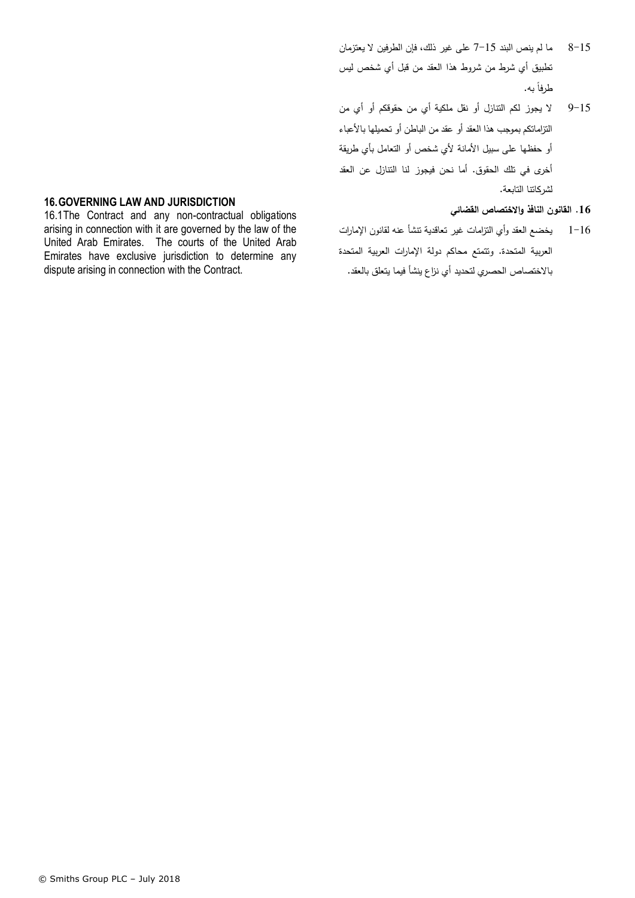15-8 ما لم ينص البند 15-7 على غير ذلك، فإن الطرفين لا يعتزمان تطبيق أي شرط من شروط هذا العقد من قبل أي شخص ليس طرفاً به.

15-9 لا يجوز لكم التنازل أو نقل ملكية أي من حقوقكم أو أي من التزاماتكم بموجب هذا العقد أو عقد من الباطن أو تحميلها بالأعباء أو حفظها على سبيل الأمانة لأي شخص أو التعامل بأي طريقة أخرى في تلك الحقوق. أما نحن فيجوز لنا التنازل عن العقد لشركاتنا التابعة.

**16.GOVERNING LAW AND JURISDICTION**

16.1The Contract and any non-contractual obligations arising in connection with it are governed by the law of the United Arab Emirates. The courts of the United Arab Emirates have exclusive jurisdiction to determine any dispute arising in connection with the Contract.

**16. القانون النافذ والاختصاص القضائي**

16-1 يخضع العقد وأي التزامات غير تعاقدية تنشأ عنه لقانون الإمارات العربية المتحدة. وتتمتع محاكم دولة الإمارات العربية المتحدة بالاختصاص الحصري لتحديد أي نزاع ينشأ فيما يتعلق بالعقد.

© Smiths Group PLC – July 2018